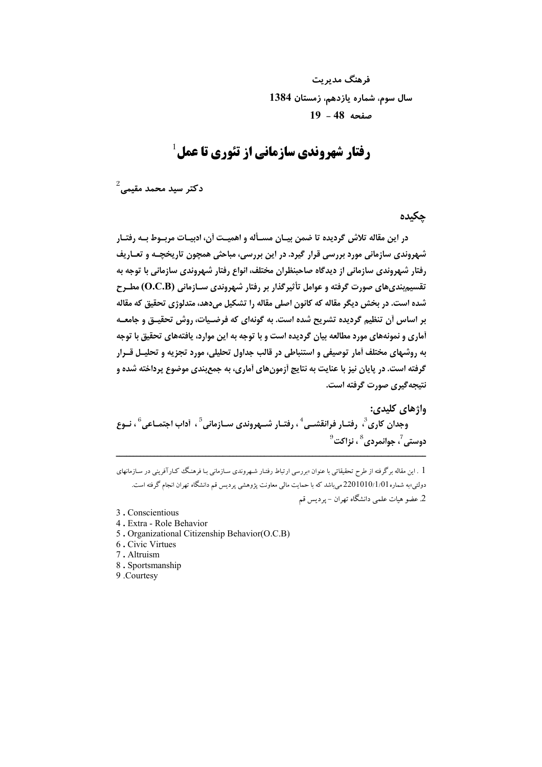فرهنگ مدیریت
سال سوم، شماره یازدهم، زمستان 1384
صفحه 48 - 19

# رفتار شهروندی سازمانی از تئوری تا عمل[1]

دکتر سید محمد مقیمی[2]

## چکیده

در این مقاله تلاش گردیده تا ضمن بیان مسأله و اهمیت آن، ادبیات مربوط به رفتار شهروندی سازمانی مورد بررسی قرار گیرد. در این بررسی، مباحثی همچون تاریخچه و تعاریف رفتار شهروندی سازمانی از دیدگاه صاحبنظران مختلف، انواع رفتار شهروندی سازمانی با توجه به تقسیم‌بندی‌های صورت گرفته و عوامل تأثیرگذار بر رفتار شهروندی سازمانی (O.C.B) مطرح شده است. در بخش دیگر مقاله که کانون اصلی مقاله را تشکیل می‌دهد، متدلوژی تحقیق که مقاله بر اساس آن تنظیم گردیده تشریح شده است. به گونه‌ای که فرضیات، روش تحقیق و جامعه آماری و نمونه‌های مورد مطالعه بیان گردیده است و با توجه به این موارد، یافته‌های تحقیق با توجه به روشهای مختلف آمار توصیفی و استنباطی در قالب جداول تحلیلی، مورد تجزیه و تحلیل قرار گرفته است. در پایان نیز با عنایت به نتایج آزمون‌های آماری، به جمع‌بندی موضوع پرداخته شده و نتیجه‌گیری صورت گرفته است.

**واژهای کلیدی:**
وجدان کاری[3]، رفتار فرانقشی[4]، رفتار شهروندی سازمانی[5]، آداب اجتماعی[6]، نوع دوستی[7]، جوانمردی[8]، نزاکت[9]

---

1 . این مقاله برگرفته از طرح تحقیقاتی با عنوان «بررسی ارتباط رفتار شهروندی سازمانی با فرهنگ کارآفرینی در سازمانهای دولتی»به شماره 2201010/1/01 می‌باشد که با حمایت مالی معاونت پژوهشی پردیس قم دانشگاه تهران انجام گرفته است.

2. عضو هیات علمی دانشگاه تهران - پردیس قم

3 . Conscientious
4 . Extra - Role Behavior
5 . Organizational Citizenship Behavior(O.C.B)
6 . Civic Virtues
7 . Altruism
8 . Sportsmanship
9 .Courtesy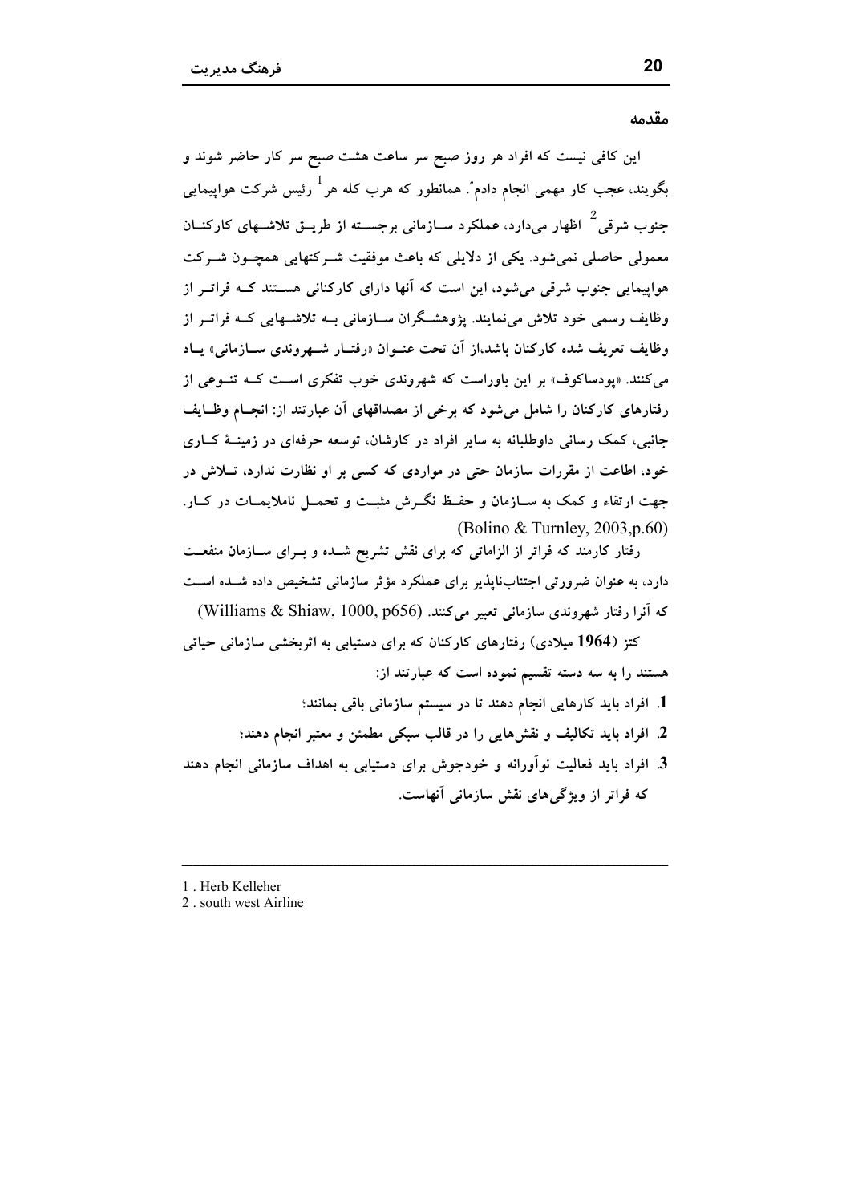## مقدمه

این کافی نیست که افراد هر روز صبح سر ساعت هشت صبح سر کار حاضر شوند و بگویند، عجب کار مهمی انجام دادم". همانطور که هرب کله هر[1] رئیس شرکت هواپیمایی جنوب شرقی[2] اظهار می‌دارد، عملکرد سازمانی برجسته از طریق تلاشهای کارکنان معمولی حاصلی نمی‌شود. یکی از دلایلی که باعث موفقیت شرکتهایی همچون شرکت هواپیمایی جنوب شرقی می‌شود، این است که آنها دارای کارکنانی هستند که فراتر از وظایف رسمی خود تلاش می‌نمایند. پژوهشگران سازمانی به تلاشهایی که فراتر از وظایف تعریف شده کارکنان باشد،از آن تحت عنوان «رفتار شهروندی سازمانی» یاد می‌کنند. «پودساکوف» بر این باوراست که شهروندی خوب تفکری است که تنوعی از رفتارهای کارکنان را شامل می‌شود که برخی از مصداقهای آن عبارتند از: انجام وظایف جانبی، کمک رسانی داوطلبانه به سایر افراد در کارشان، توسعه حرفه‌ای در زمینهٔ کاری خود، اطاعت از مقررات سازمان حتی در مواردی که کسی بر او نظارت ندارد، تلاش در جهت ارتقاء و کمک به سازمان و حفظ نگرش مثبت و تحمل ناملایمات در کار. (Bolino & Turnley, 2003,p.60)

رفتار کارمند که فراتر از الزاماتی که برای نقش تشریح شده و برای سازمان منفعت دارد، به عنوان ضرورتی اجتناب‌ناپذیر برای عملکرد مؤثر سازمانی تشخیص داده شده است که آنرا رفتار شهروندی سازمانی تعبیر می‌کنند. (Williams & Shiaw, 1000, p656)

کتز (**1964** میلادی) رفتارهای کارکنان که برای دستیابی به اثربخشی سازمانی حیاتی هستند را به سه دسته تقسیم نموده است که عبارتند از:

1. افراد باید کارهایی انجام دهند تا در سیستم سازمانی باقی بمانند؛
2. افراد باید تکالیف و نقش‌هایی را در قالب سبکی مطمئن و معتبر انجام دهند؛
3. افراد باید فعالیت نوآورانه و خودجوش برای دستیابی به اهداف سازمانی انجام دهند که فراتر از ویژگی‌های نقش سازمانی آنهاست.

---

1 . Herb Kelleher
2 . south west Airline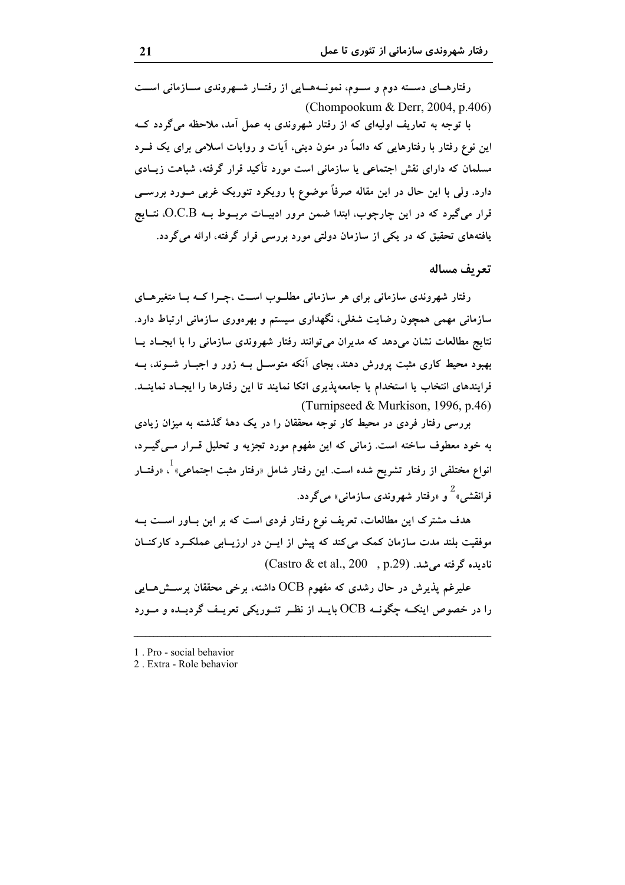رفتارهـای دسـته دوم و سـوم، نمونـه‌هـایی از رفتـار شـهروندی سـازمانی اسـت (Chompookum & Derr, 2004, p.406)

با توجه به تعاریف اولیه‌ای که از رفتار شهروندی به عمل آمد، ملاحظه می‌گردد کـه این نوع رفتار با رفتارهایی که دائماً در متون دینی، آیات و روایات اسلامی برای یک فـرد مسلمان که دارای نقش اجتماعی یا سازمانی است مورد تأکید قرار گرفته، شباهت زیـادی دارد. ولی با این حال در این مقاله صرفاً موضوع با رویکرد تئوریک غربی مـورد بررسـی قرار می‌گیرد که در این چارچوب، ابتدا ضمن مرور ادبیـات مربـوط بـه O.C.B، نتـایج یافته‌های تحقیق که در یکی از سازمان دولتی مورد بررسی قرار گرفته، ارائه می‌گردد.

## تعریف مساله

رفتار شهروندی سازمانی برای هر سازمانی مطلـوب اسـت ،چـرا کـه بـا متغیرهـای سازمانی مهمی همچون رضایت شغلی، نگهداری سیستم و بهره‌وری سازمانی ارتباط دارد. نتایج مطالعات نشان می‌دهد که مدیران می‌توانند رفتار شهروندی سازمانی را با ایجـاد یـا بهبود محیط کاری مثبت پرورش دهند، بجای آنکه متوسـل بـه زور و اجبـار شـوند، بـه فرایندهای انتخاب یا استخدام یا جامعه‌پذیری اتکا نمایند تا این رفتارها را ایجـاد نماینـد. (Turnipseed & Murkison, 1996, p.46)

بررسی رفتار فردی در محیط کار توجه محققان را در یک دههٔ گذشته به میزان زیادی به خود معطوف ساخته است. زمانی که این مفهوم مورد تجزیه و تحلیل قـرار مـی‌گیـرد، انواع مختلفی از رفتار تشریح شده است. این رفتار شامل «رفتار مثبت اجتماعی»[1]، «رفتـار فرانقشی»[2] و «رفتار شهروندی سازمانی» می‌گردد.

هدف مشترک این مطالعات، تعریف نوع رفتار فردی است که بر این بـاور اسـت بـه موفقیت بلند مدت سازمان کمک می‌کند که پیش از ایـن در ارزیـابی عملکـرد کارکنـان نادیده گرفته می‌شد. (Castro & et al., 200 , p.29)

علیرغم پذیرش در حال رشدی که مفهوم OCB داشته، برخی محققان پرسـش‌هـایی را در خصوص اینکـه چگونـه OCB بایـد از نظـر تئـوریکی تعریـف گردیـده و مـورد

---

1 . Pro - social behavior

2 . Extra - Role behavior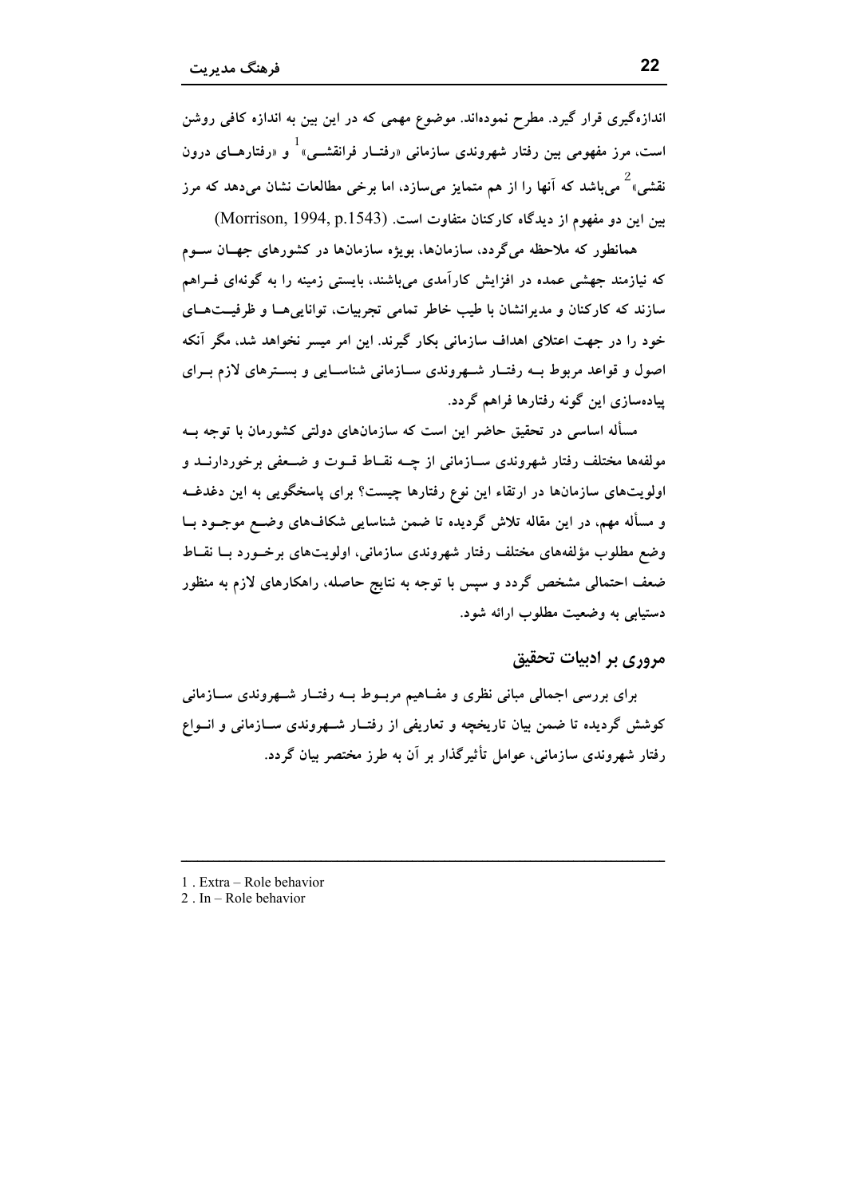اندازه‌گیری قرار گیرد. مطرح نموده‌اند. موضوع مهمی که در این بین به اندازه کافی روشن است، مرز مفهومی بین رفتار شهروندی سازمانی «رفتار فرانقشی»[1] و «رفتارهای درون نقشی»[2] می‌باشد که آنها را از هم متمایز می‌سازد، اما برخی مطالعات نشان می‌دهد که مرز بین این دو مفهوم از دیدگاه کارکنان متفاوت است. (Morrison, 1994, p.1543)

همانطور که ملاحظه می‌گردد، سازمان‌ها، بویژه سازمان‌ها در کشورهای جهان سوم که نیازمند جهشی عمده در افزایش کارآمدی می‌باشند، بایستی زمینه را به گونه‌ای فراهم سازند که کارکنان و مدیرانشان با طیب خاطر تمامی تجربیات، توانایی‌ها و ظرفیت‌های خود را در جهت اعتلای اهداف سازمانی بکار گیرند. این امر میسر نخواهد شد، مگر آنکه اصول و قواعد مربوط به رفتار شهروندی سازمانی شناسایی و بسترهای لازم برای پیاده‌سازی این گونه رفتارها فراهم گردد.

مسأله اساسی در تحقیق حاضر این است که سازمان‌های دولتی کشورمان با توجه به مولفه‌ها مختلف رفتار شهروندی سازمانی از چه نقاط قوت و ضعفی برخوردارند و اولویت‌های سازمان‌ها در ارتقاء این نوع رفتارها چیست؟ برای پاسخگویی به این دغدغه و مسأله مهم، در این مقاله تلاش گردیده تا ضمن شناسایی شکاف‌های وضع موجود با وضع مطلوب مؤلفه‌های مختلف رفتار شهروندی سازمانی، اولویت‌های برخورد با نقاط ضعف احتمالی مشخص گردد و سپس با توجه به نتایج حاصله، راهکارهای لازم به منظور دستیابی به وضعیت مطلوب ارائه شود.

## مروری بر ادبیات تحقیق

برای بررسی اجمالی مبانی نظری و مفاهیم مربوط به رفتار شهروندی سازمانی کوشش گردیده تا ضمن بیان تاریخچه و تعاریفی از رفتار شهروندی سازمانی و انواع رفتار شهروندی سازمانی، عوامل تأثیرگذار بر آن به طرز مختصر بیان گردد.

---

1 . Extra – Role behavior
2 . In – Role behavior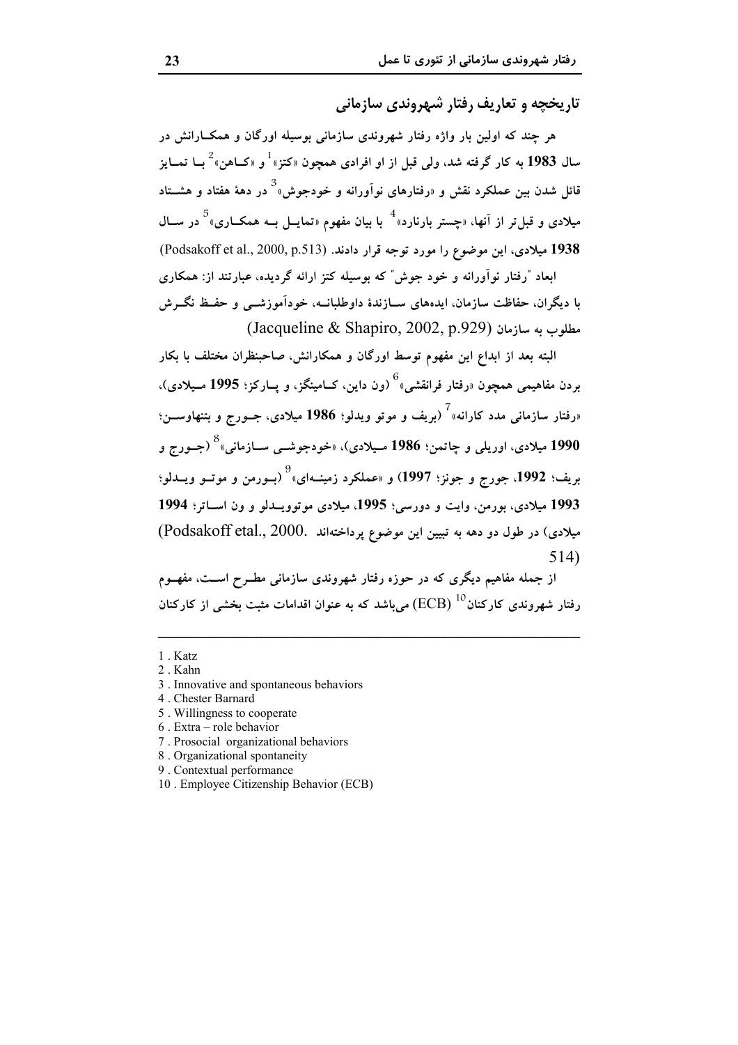## تاریخچه و تعاریف رفتار شهروندی سازمانی

هر چند که اولین بار واژه رفتار شهروندی سازمانی بوسیله اورگان و همکارانش در سال **1983** به کار گرفته شد، ولی قبل از او افرادی همچون «کتز»[1] و «کاهن»[2] با تمایز قائل شدن بین عملکرد نقش و «رفتارهای نوآورانه و خودجوش»[3] در دهۀ هفتاد و هشتاد میلادی و قبل‌تر از آنها، «چستر بارنارد»[4] با بیان مفهوم «تمایل به همکاری»[5] در سال **1938** میلادی، این موضوع را مورد توجه قرار دادند. (Podsakoff et al., 2000, p.513)

ابعاد "رفتار نوآورانه و خود جوش" که بوسیله کتز ارائه گردیده، عبارتند از: همکاری با دیگران، حفاظت سازمان، ایده‌های سازندۀ داوطلبانه، خودآموزشی و حفظ نگرش مطلوب به سازمان (Jacqueline & Shapiro, 2002, p.929)

البته بعد از ابداع این مفهوم توسط اورگان و همکارانش، صاحبنظران مختلف با بکار بردن مفاهیمی همچون «رفتار فرانقشی»[6] (ون داین، کامینگز، و پارکز؛ **1995** میلادی)، «رفتار سازمانی مدد کارانه»[7] (بریف و موتو ویدلو؛ **1986** میلادی، جورج و بتنهاوسن؛ **1990** میلادی، اوریلی و چاتمن؛ **1986** میلادی)، «خودجوشی سازمانی»[8] (جورج و بریف؛ **1992**، جورج و جونز؛ **1997**) و «عملکرد زمینه‌ای»[9] (بورمن و موتو ویدلو؛ **1993** میلادی، بورمن، وایت و دورسی؛ **1995**، میلادی موتوویدلو و ون اسکاتر؛ **1994** میلادی) در طول دو دهه به تبیین این موضوع پرداخته‌اند. (Podsakoff etal., 2000. 514)

از جمله مفاهیم دیگری که در حوزه رفتار شهروندی سازمانی مطرح است، مفهوم رفتار شهروندی کارکنان[10] (ECB) می‌باشد که به عنوان اقدامات مثبت بخشی از کارکنان

---

1. Katz
2. Kahn
3. Innovative and spontaneous behaviors
4. Chester Barnard
5. Willingness to cooperate
6. Extra – role behavior
7. Prosocial organizational behaviors
8. Organizational spontaneity
9. Contextual performance
10. Employee Citizenship Behavior (ECB)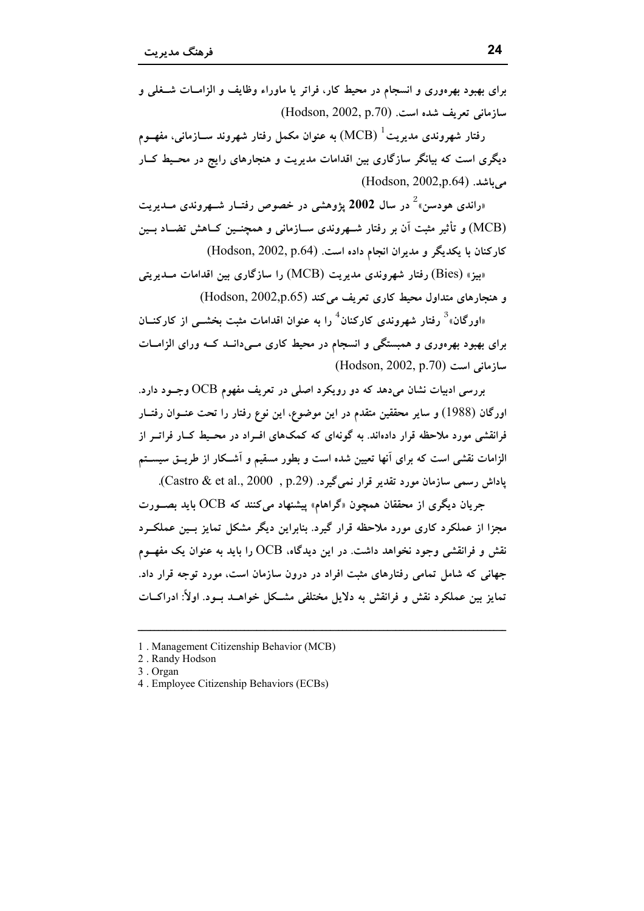برای بهبود بهره‌وری و انسجام در محیط کار، فراتر یا ماوراء وظایف و الزامات شغلی و سازمانی تعریف شده است. (Hodson, 2002, p.70)

رفتار شهروندی مدیریت[1] (MCB) به عنوان مکمل رفتار شهروند سازمانی، مفهوم دیگری است که بیانگر سازگاری بین اقدامات مدیریت و هنجارهای رایج در محیط کار می‌باشد. (Hodson, 2002,p.64)

«راندی هودسن»[2] در سال **2002** پژوهشی در خصوص رفتار شهروندی مدیریت (MCB) و تأثیر مثبت آن بر رفتار شهروندی سازمانی و همچنین کاهش تضاد بین کارکنان با یکدیگر و مدیران انجام داده است. (Hodson, 2002, p.64)

«بیز» (Bies) رفتار شهروندی مدیریت (MCB) را سازگاری بین اقدامات مدیریتی و هنجارهای متداول محیط کاری تعریف می‌کند (Hodson, 2002,p.65)

«اورگان»[3] رفتار شهروندی کارکنان[4] را به عنوان اقدامات مثبت بخشی از کارکنان برای بهبود بهره‌وری و همبستگی و انسجام در محیط کاری می‌دانند که ورای الزامات سازمانی است (Hodson, 2002, p.70)

بررسی ادبیات نشان می‌دهد که دو رویکرد اصلی در تعریف مفهوم OCB وجود دارد. اورگان (1988) و سایر محققین متقدم در این موضوع، این نوع رفتار را تحت عنوان رفتار فرانقشی مورد ملاحظه قرار داده‌اند. به گونه‌ای که کمک‌های افراد در محیط کار فراتر از الزامات نقشی است که برای آنها تعیین شده است و بطور مستقیم و آشکار از طریق سیستم پاداش رسمی سازمان مورد تقدیر قرار نمی‌گیرد. (Castro & et al., 2000 , p.29).

جریان دیگری از محققان همچون «گراهام» پیشنهاد می‌کنند که OCB باید بصورت مجزا از عملکرد کاری مورد ملاحظه قرار گیرد. بنابراین دیگر مشکل تمایز بین عملکرد نقش و فرانقشی وجود نخواهد داشت. در این دیدگاه، OCB را باید به عنوان یک مفهوم جهانی که شامل تمامی رفتارهای مثبت افراد در درون سازمان است، مورد توجه قرار داد. تمایز بین عملکرد نقش و فرانقش به دلایل مختلفی مشکل خواهد بود. اولاً: ادراکات

---

1 . Management Citizenship Behavior (MCB)
2 . Randy Hodson
3 . Organ
4 . Employee Citizenship Behaviors (ECBs)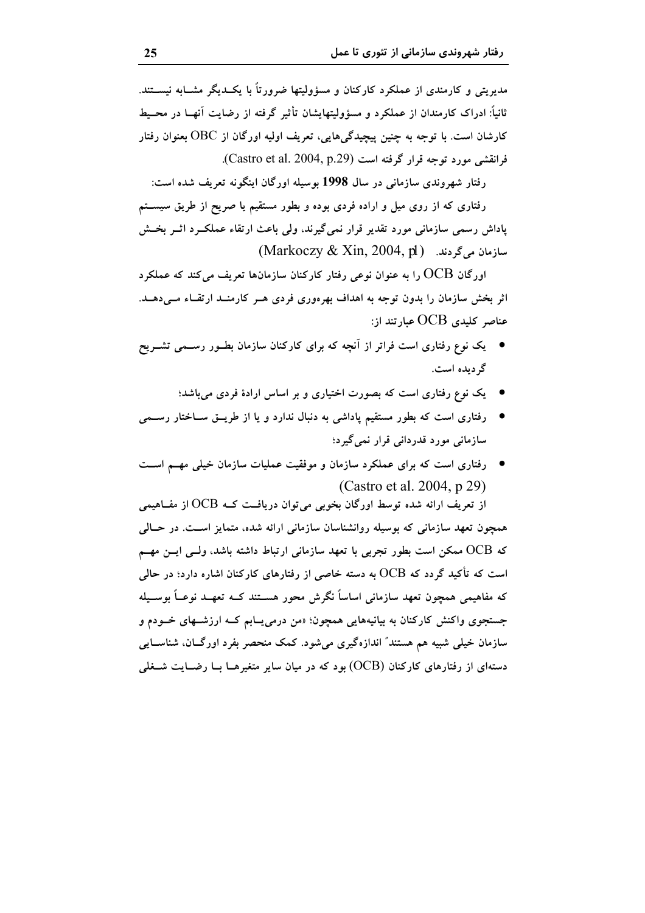مدیریتی و کارمندی از عملکرد کارکنان و مسؤولیتها ضرورتاً با یکدیگر مشابه نیستند. ثانیاً: ادراک کارمندان از عملکرد و مسؤولیتهایشان تأثیر گرفته از رضایت آنها در محیط کارشان است. با توجه به چنین پیچیدگی‌هایی، تعریف اولیه اورگان از OBC بعنوان رفتار فرانقشی مورد توجه قرار گرفته است (Castro et al. 2004, p.29).

رفتار شهروندی سازمانی در سال **1998** بوسیله اورگان اینگونه تعریف شده است:

رفتاری که از روی میل و اراده فردی بوده و بطور مستقیم یا صریح از طریق سیستم پاداش رسمی سازمانی مورد تقدیر قرار نمی‌گیرند، ولی باعث ارتقاء عملکرد اثر بخش سازمان می‌گردند. (Markoczy & Xin, 2004, p1)

اورگان OCB را به عنوان نوعی رفتار کارکنان سازمانها تعریف می‌کند که عملکرد اثر بخش سازمان را بدون توجه به اهداف بهره‌وری فردی هر کارمند ارتقاء می‌دهد. عناصر کلیدی OCB عبارتند از:

- یک نوع رفتاری است فراتر از آنچه که برای کارکنان سازمان بطور رسمی تشریح گردیده است.
- یک نوع رفتاری است که بصورت اختیاری و بر اساس ارادهٔ فردی می‌باشد؛
- رفتاری است که بطور مستقیم پاداشی به دنبال ندارد و یا از طریق ساختار رسمی سازمانی مورد قدردانی قرار نمی‌گیرد؛
- رفتاری است که برای عملکرد سازمان و موفقیت عملیات سازمان خیلی مهم است (Castro et al. 2004, p 29)

از تعریف ارائه شده توسط اورگان بخوبی می‌توان دریافت که OCB از مفاهیمی همچون تعهد سازمانی که بوسیله روانشناسان سازمانی ارائه شده، متمایز است. در حالی که OCB ممکن است بطور تجربی با تعهد سازمانی ارتباط داشته باشد، ولی این مهم است که تأکید گردد که OCB به دسته خاصی از رفتارهای کارکنان اشاره دارد؛ در حالی که مفاهیمی همچون تعهد سازمانی اساساً نگرش محور هستند که تعهد نوعاً بوسیله جستجوی واکنش کارکنان به بیانیه‌هایی همچون؛ «من درمی‌یابم که ارزشهای خودم و سازمان خیلی شبیه هم هستند" اندازه‌گیری می‌شود. کمک منحصر بفرد اورگان، شناسایی دسته‌ای از رفتارهای کارکنان (OCB) بود که در میان سایر متغیرها با رضایت شغلی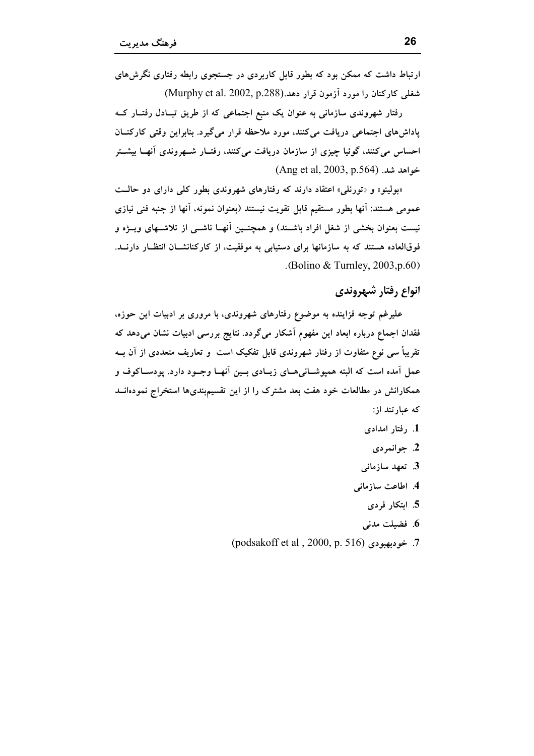ارتباط داشت که ممکن بود که بطور قابل کاربردی در جستجوی رابطه رفتاری نگرش‌های شغلی کارکنان را مورد آزمون قرار دهد.(Murphy et al. 2002, p.288)

رفتار شهروندی سازمانی به عنوان یک منبع اجتماعی که از طریق تبادل رفتار که پاداش‌های اجتماعی دریافت می‌کنند، مورد ملاحظه قرار می‌گیرد. بنابراین وقتی کارکنان احساس می‌کنند، گوئیا چیزی از سازمان دریافت می‌کنند، رفتار شهروندی آنها بیشتر خواهد شد. (Ang et al, 2003, p.564)

«بولینو» و «تورنلی» اعتقاد دارند که رفتارهای شهروندی بطور کلی دارای دو حالت عمومی هستند: آنها بطور مستقیم قابل تقویت نیستند (بعنوان نمونه، آنها از جنبه فنی نیازی نیست بعنوان بخشی از شغل افراد باشند) و همچنین آنها ناشی از تلاشهای ویژه و فوق‌العاده هستند که به سازمانها برای دستیابی به موفقیت، از کارکنانشان انتظار دارند. (Bolino & Turnley, 2003,p.60).

## انواع رفتار شهروندی

علیرغم توجه فزاینده به موضوع رفتارهای شهروندی، با مروری بر ادبیات این حوزه، فقدان اجماع درباره ابعاد این مفهوم آشکار می‌گردد. نتایج بررسی ادبیات نشان می‌دهد که تقریباً سی نوع متفاوت از رفتار شهروندی قابل تفکیک است و تعاریف متعددی از آن به عمل آمده است که البته همپوشانی‌های زیادی بین آنها وجود دارد. پودساکوف و همکارانش در مطالعات خود هفت بعد مشترک را از این تقسیم‌بندی‌ها استخراج نموده‌اند که عبارتند از:

1. رفتار امدادی
2. جوانمردی
3. تعهد سازمانی
4. اطاعت سازمانی
5. ابتکار فردی
6. فضیلت مدنی
7. خودبهبودی (podsakoff et al , 2000, p. 516)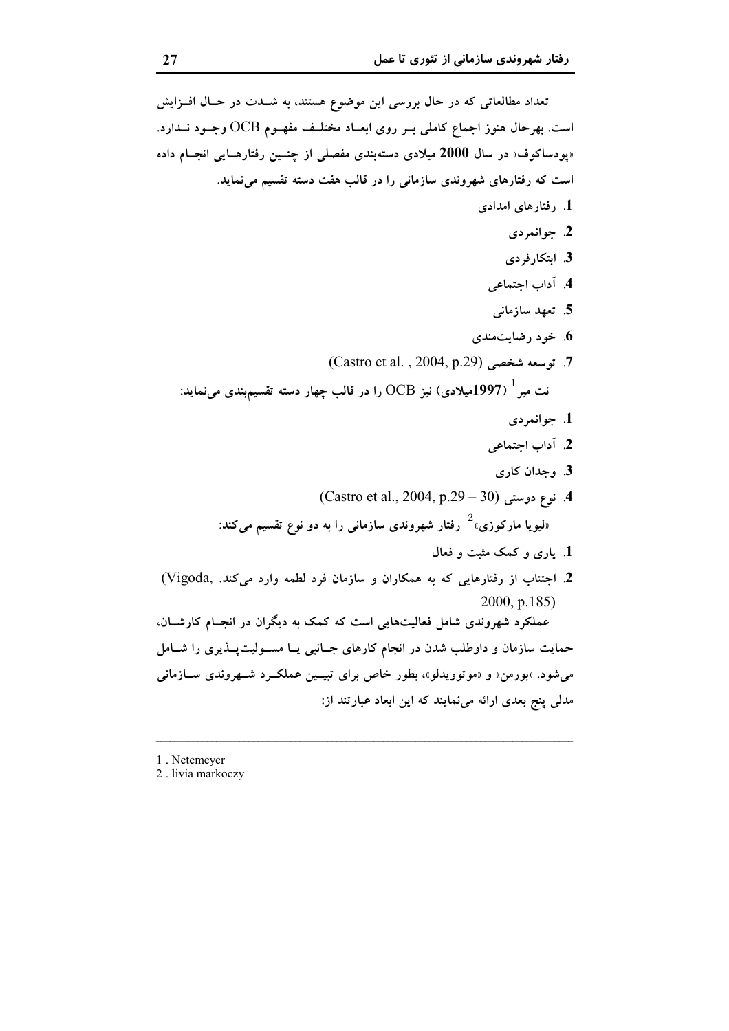تعداد مطالعاتی که در حال بررسی این موضوع هستند، به شدت در حال افزایش است. بهرحال هنوز اجماع کاملی بر روی ابعاد مختلف مفهوم OCB وجود ندارد. «پودساکوف» در سال **2000** میلادی دسته‌بندی مفصلی از چنین رفتارهایی انجام داده است که رفتارهای شهروندی سازمانی را در قالب هفت دسته تقسیم می‌نماید.

1. رفتارهای امدادی
2. جوانمردی
3. ابتکارفردی
4. آداب اجتماعی
5. تعهد سازمانی
6. خود رضایت‌مندی
7. توسعه شخصی (Castro et al. , 2004, p.29)

نت میر[1] (**1997**میلادی) نیز OCB را در قالب چهار دسته تقسیم‌بندی می‌نماید:

1. جوانمردی
2. آداب اجتماعی
3. وجدان کاری
4. نوع دوستی (Castro et al., 2004, p.29 – 30)

«لیویا مارکوزی»[2] رفتار شهروندی سازمانی را به دو نوع تقسیم می‌کند:

1. یاری و کمک مثبت و فعال
2. اجتناب از رفتارهایی که به همکاران و سازمان فرد لطمه وارد می‌کند. (Vigoda, 2000, p.185)

عملکرد شهروندی شامل فعالیت‌هایی است که کمک به دیگران در انجام کارشان، حمایت سازمان و داوطلب شدن در انجام کارهای جانبی یا مسولیت‌پذیری را شامل می‌شود. «بورمن» و «موتوویدلو»، بطور خاص برای تبیین عملکرد شهروندی سازمانی مدلی پنج بعدی ارائه می‌نمایند که این ابعاد عبارتند از:

---

1 . Netemeyer

2 . livia markoczy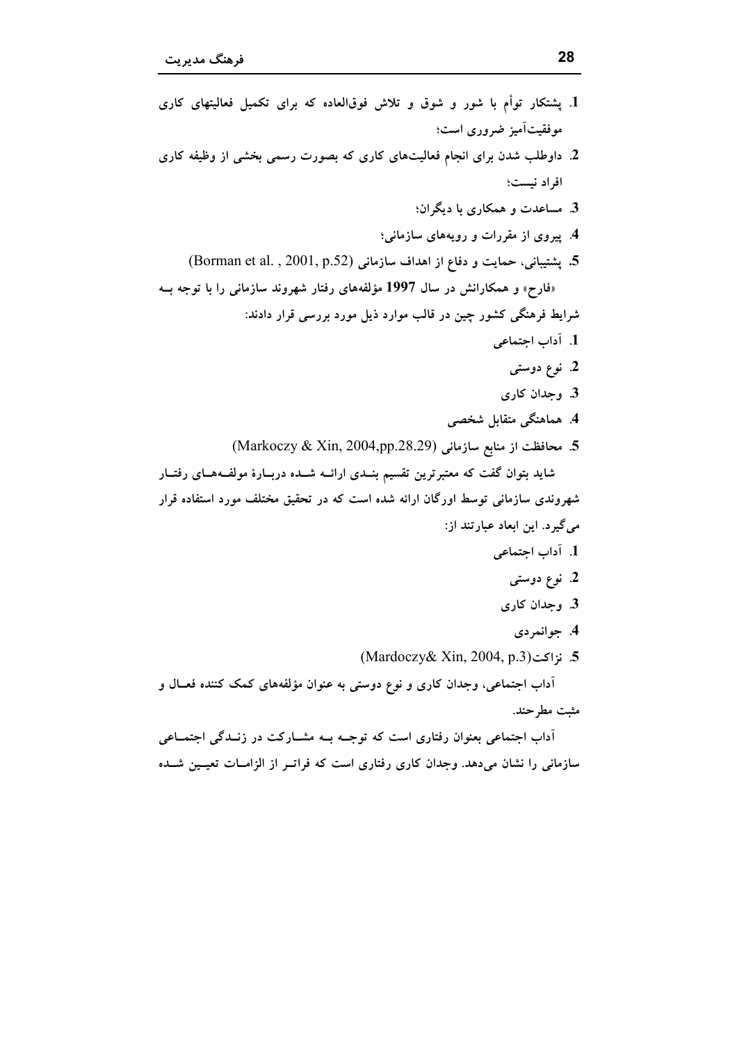1. پشتکار توأم با شور و شوق و تلاش فوق‌العاده که برای تکمیل فعالیتهای کاری موفقیت‌آمیز ضروری است؛
2. داوطلب شدن برای انجام فعالیت‌های کاری که بصورت رسمی بخشی از وظیفه کاری افراد نیست؛
3. مساعدت و همکاری با دیگران؛
4. پیروی از مقررات و رویه‌های سازمانی؛
5. پشتیبانی، حمایت و دفاع از اهداف سازمانی (Borman et al. , 2001, p.52)

«فارح» و همکارانش در سال 1997 مؤلفه‌های رفتار شهروند سازمانی را با توجه به شرایط فرهنگی کشور چین در قالب موارد ذیل مورد بررسی قرار دادند:

1. آداب اجتماعی
2. نوع دوستی
3. وجدان کاری
4. هماهنگی متقابل شخصی
5. محافظت از منابع سازمانی (Markoczy & Xin, 2004,pp.28.29)

شاید بتوان گفت که معتبرترین تقسیم بندی ارائه شده دربارهٔ مولفه‌های رفتار شهروندی سازمانی توسط اورگان ارائه شده است که در تحقیق مختلف مورد استفاده قرار می‌گیرد. این ابعاد عبارتند از:

1. آداب اجتماعی
2. نوع دوستی
3. وجدان کاری
4. جوانمردی
5. نزاکت(Mardoczy& Xin, 2004, p.3)

آداب اجتماعی، وجدان کاری و نوع دوستی به عنوان مؤلفه‌های کمک کننده فعال و مثبت مطرحند.

آداب اجتماعی بعنوان رفتاری است که توجه به مشارکت در زندگی اجتماعی سازمانی را نشان می‌دهد. وجدان کاری رفتاری است که فراتر از الزامات تعیین شده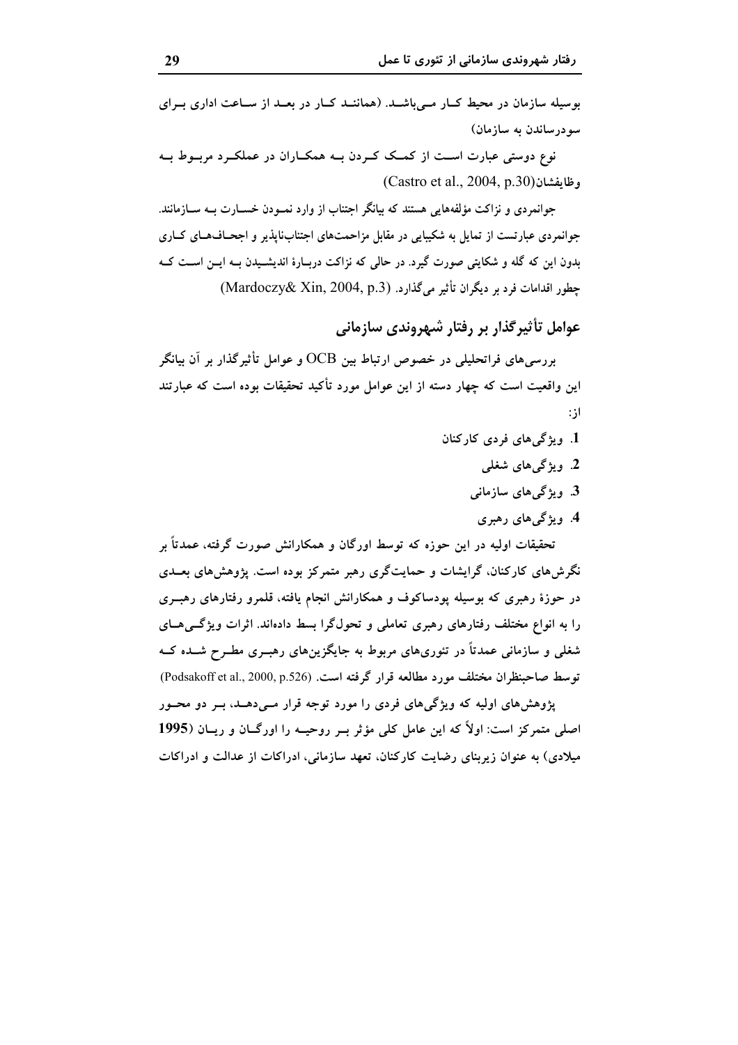بوسیله سازمان در محیط کار می‌باشد. (همانند کار در بعد از ساعت اداری برای سودرساندن به سازمان)

نوع دوستی عبارت است از کمک کردن به همکاران در عملکرد مربوط به وظایفشان(Castro et al., 2004, p.30)

جوانمردی و نزاکت مؤلفه‌هایی هستند که بیانگر اجتناب از وارد نمودن خسارت به سازمانند. جوانمردی عبارتست از تمایل به شکیبایی در مقابل مزاحمت‌های اجتناب‌ناپذیر و اجحاف‌های کاری بدون این که گله و شکایتی صورت گیرد. در حالی که نزاکت دربارهٔ اندیشیدن به این است که چطور اقدامات فرد بر دیگران تأثیر می‌گذارد. (Mardoczy& Xin, 2004, p.3)

## عوامل تأثیرگذار بر رفتار شهروندی سازمانی

بررسی‌های فراتحلیلی در خصوص ارتباط بین OCB و عوامل تأثیرگذار بر آن بیانگر این واقعیت است که چهار دسته از این عوامل مورد تأکید تحقیقات بوده است که عبارتند از:

1. ویژگی‌های فردی کارکنان
2. ویژگی‌های شغلی
3. ویژگی‌های سازمانی
4. ویژگی‌های رهبری

تحقیقات اولیه در این حوزه که توسط اورگان و همکارانش صورت گرفته، عمدتاً بر نگرش‌های کارکنان، گرایشات و حمایت‌گری رهبر متمرکز بوده است. پژوهش‌های بعدی در حوزهٔ رهبری که بوسیله پودساکوف و همکارانش انجام یافته، قلمرو رفتارهای رهبری را به انواع مختلف رفتارهای رهبری تعاملی و تحول‌گرا بسط داده‌اند. اثرات ویژگی‌های شغلی و سازمانی عمدتاً در تئوری‌های مربوط به جایگزین‌های رهبری مطرح شده که توسط صاحبنظران مختلف مورد مطالعه قرار گرفته است. (Podsakoff et al., 2000, p.526)

پژوهش‌های اولیه که ویژگی‌های فردی را مورد توجه قرار می‌دهد، بر دو محور اصلی متمرکز است: اولاً که این عامل کلی مؤثر بر روحیه را اورگان و ریان (**1995** میلادی) به عنوان زیربنای رضایت کارکنان، تعهد سازمانی، ادراکات از عدالت و ادراکات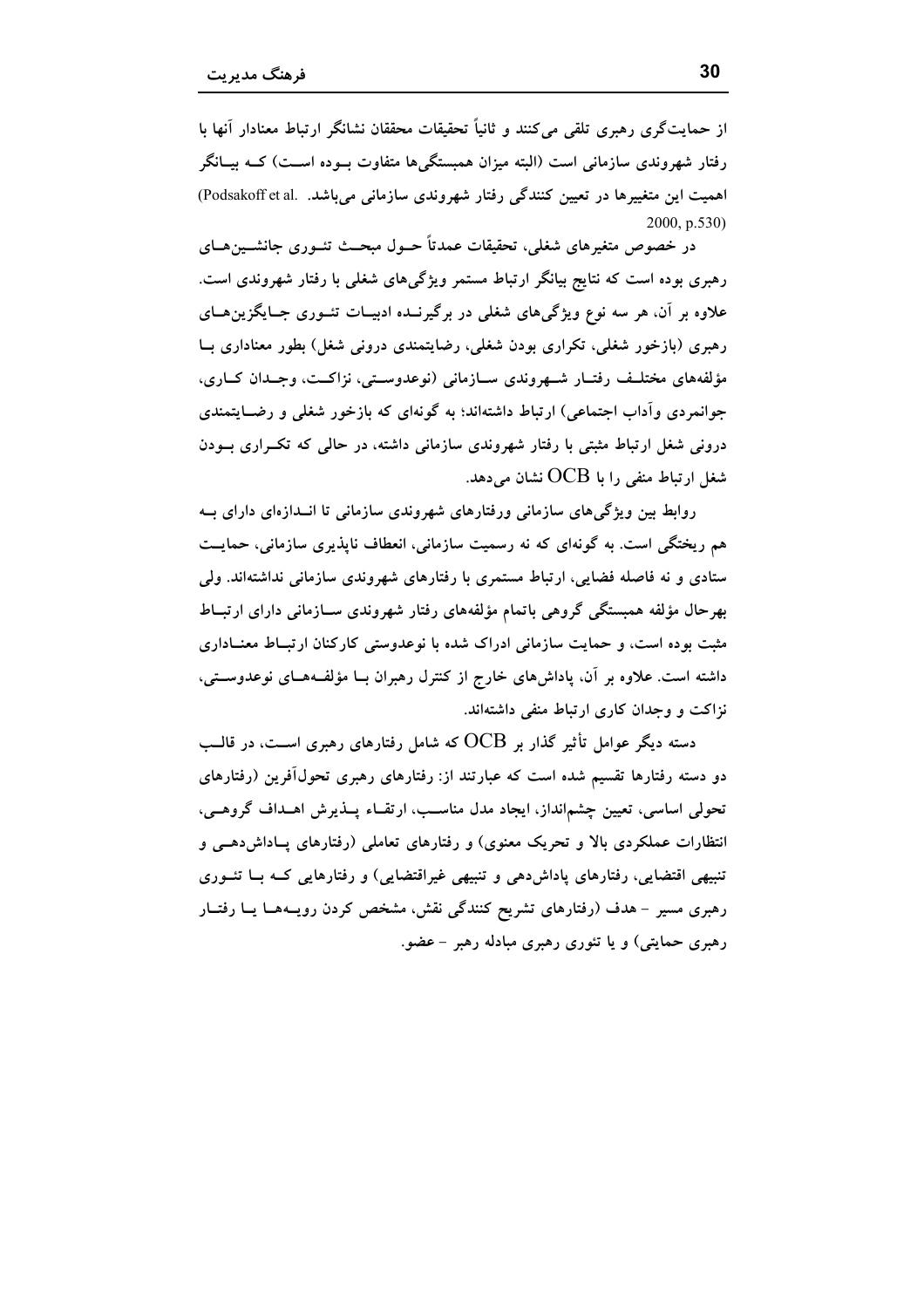از حمایت‌گری رهبری تلقی می‌کنند و ثانیاً تحقیقات محققان نشانگر ارتباط معنادار آنها با رفتار شهروندی سازمانی است (البته میزان همبستگی‌ها متفاوت بوده است) که بیانگر اهمیت این متغییرها در تعیین کنندگی رفتار شهروندی سازمانی می‌باشد. (Podsakoff et al. 2000, p.530)

در خصوص متغیرهای شغلی، تحقیقات عمدتاً حول مبحث تئوری جانشین‌های رهبری بوده است که نتایج بیانگر ارتباط مستمر ویژگی‌های شغلی با رفتار شهروندی است. علاوه بر آن، هر سه نوع ویژگی‌های شغلی در برگیرنده ادبیات تئوری جایگزین‌های رهبری (بازخور شغلی، تکراری بودن شغلی، رضایتمندی درونی شغل) بطور معناداری با مؤلفه‌های مختلف رفتار شهروندی سازمانی (نوعدوستی، نزاکت، وجدان کاری، جوانمردی وآداب اجتماعی) ارتباط داشته‌اند؛ به گونه‌ای که بازخور شغلی و رضایتمندی درونی شغل ارتباط مثبتی با رفتار شهروندی سازمانی داشته، در حالی که تکراری بودن شغل ارتباط منفی را با OCB نشان می‌دهد.

روابط بین ویژگی‌های سازمانی ورفتارهای شهروندی سازمانی تا اندازه‌ای دارای به هم ریختگی است. به گونه‌ای که نه رسمیت سازمانی، انعطاف ناپذیری سازمانی، حمایت ستادی و نه فاصله فضایی، ارتباط مستمری با رفتارهای شهروندی سازمانی نداشته‌اند. ولی بهرحال مؤلفه همبستگی گروهی باتمام مؤلفه‌های رفتار شهروندی سازمانی دارای ارتباط مثبت بوده است، و حمایت سازمانی ادراک شده با نوعدوستی کارکنان ارتباط معناداری داشته است. علاوه بر آن، پاداش‌های خارج از کنترل رهبران با مؤلفه‌های نوعدوستی، نزاکت و وجدان کاری ارتباط منفی داشته‌اند.

دسته دیگر عوامل تأثیر گذار بر OCB که شامل رفتارهای رهبری است، در قالب دو دسته رفتارها تقسیم شده است که عبارتند از: رفتارهای رهبری تحول‌آفرین (رفتارهای تحولی اساسی، تعیین چشم‌انداز، ایجاد مدل مناسب، ارتقاء پذیرش اهداف گروهی، انتظارات عملکردی بالا و تحریک معنوی) و رفتارهای تعاملی (رفتارهای پاداش‌دهی و تنبیهی اقتضایی، رفتارهای پاداش‌دهی و تنبیهی غیراقتضایی) و رفتارهایی که با تئوری رهبری مسیر - هدف (رفتارهای تشریح کنندگی نقش، مشخص کردن رویه‌ها یا رفتار رهبری حمایتی) و یا تئوری رهبری مبادله رهبر - عضو.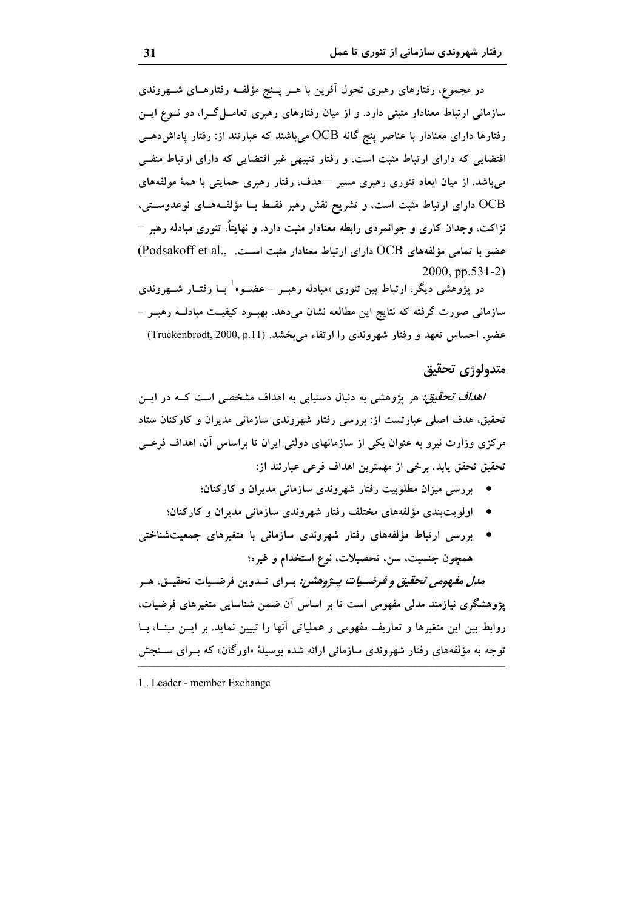در مجموع، رفتارهای رهبری تحول آفرین با هر پنج مؤلفه رفتارهای شهروندی سازمانی ارتباط معنادار مثبتی دارد. و از میان رفتارهای رهبری تعامل گرا، دو نوع این رفتارها دارای معنادار با عناصر پنج گانه OCB می‌باشند که عبارتند از: رفتار پاداش‌دهی اقتضایی که دارای ارتباط مثبت است، و رفتار تنبیهی غیر اقتضایی که دارای ارتباط منفی می‌باشد. از میان ابعاد تئوری رهبری مسیر – هدف، رفتار رهبری حمایتی با همهٔ مولفه‌های OCB دارای ارتباط مثبت است، و تشریح نقش رهبر فقط با مؤلفه‌های نوعدوستی، نزاکت، وجدان کاری و جوانمردی رابطه معنادار مثبت دارد. و نهایتاً، تئوری مبادله رهبر – عضو با تمامی مؤلفه‌های OCB دارای ارتباط معنادار مثبت است. (Podsakoff et al., 2000, pp.531-2)

در پژوهشی دیگر، ارتباط بین تئوری «مبادله رهبر – عضو»[1] با رفتار شهروندی سازمانی صورت گرفته که نتایج این مطالعه نشان می‌دهد، بهبود کیفیت مبادله رهبر – عضو، احساس تعهد و رفتار شهروندی را ارتقاء می‌بخشد. (Truckenbrodt, 2000, p.11)

## متدولوژی تحقیق

*اهداف تحقیق:* هر پژوهشی به دنبال دستیابی به اهداف مشخصی است که در این تحقیق، هدف اصلی عبارتست از: بررسی رفتار شهروندی سازمانی مدیران و کارکنان ستاد مرکزی وزارت نیرو به عنوان یکی از سازمانهای دولتی ایران تا براساس آن، اهداف فرعی تحقیق تحقق یابد. برخی از مهمترین اهداف فرعی عبارتند از:

- بررسی میزان مطلوبیت رفتار شهروندی سازمانی مدیران و کارکنان؛
- اولویت‌بندی مؤلفه‌های مختلف رفتار شهروندی سازمانی مدیران و کارکنان؛
- بررسی ارتباط مؤلفه‌های رفتار شهروندی سازمانی با متغیرهای جمعیت‌شناختی همچون جنسیت، سن، تحصیلات، نوع استخدام و غیره؛

*مدل مفهومی تحقیق و فرضیات پژوهش:* برای تدوین فرضیات تحقیق، هر پژوهشگری نیازمند مدلی مفهومی است تا بر اساس آن ضمن شناسایی متغیرهای فرضیات، روابط بین این متغیرها و تعاریف مفهومی و عملیاتی آنها را تبیین نماید. بر این مبنا، با توجه به مؤلفه‌های رفتار شهروندی سازمانی ارائه شده بوسیلهٔ «اورگان» که برای سنجش

---

1 . Leader - member Exchange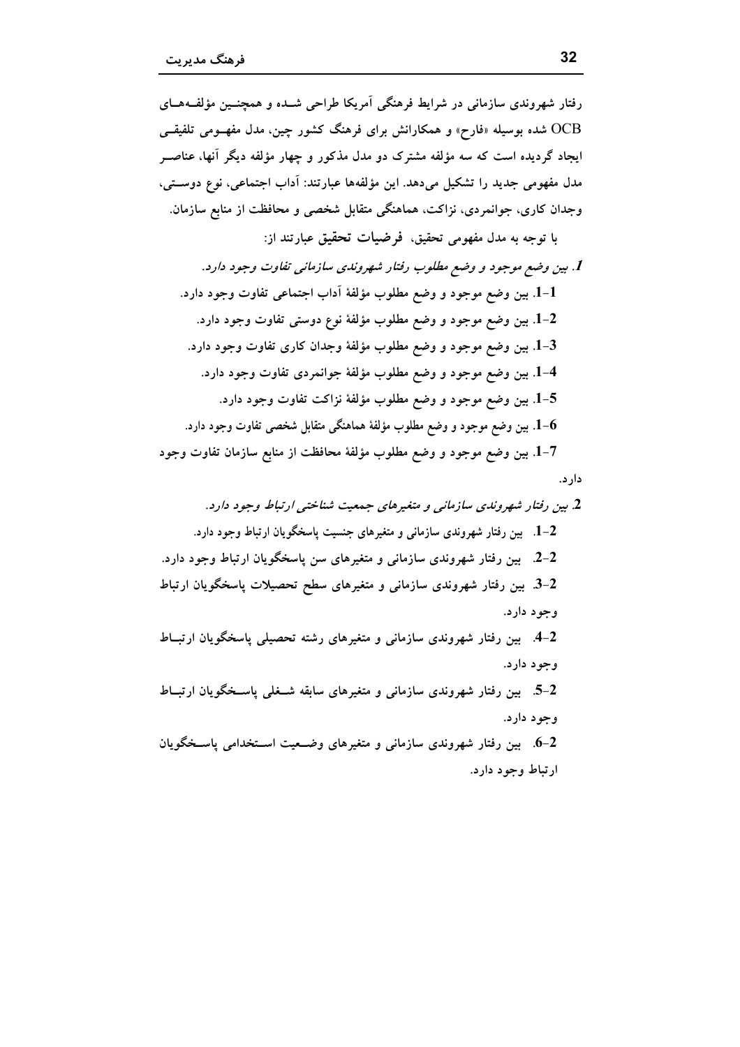رفتار شهروندی سازمانی در شرایط فرهنگی آمریکا طراحی شده و همچنین مؤلفه‌های OCB شده بوسیله «فارح» و همکارانش برای فرهنگ کشور چین، مدل مفهومی تلفیقی ایجاد گردیده است که سه مؤلفه مشترک دو مدل مذکور و چهار مؤلفه دیگر آنها، عناصر مدل مفهومی جدید را تشکیل می‌دهد. این مؤلفه‌ها عبارتند: آداب اجتماعی، نوع دوستی، وجدان کاری، جوانمردی، نزاکت، هماهنگی متقابل شخصی و محافظت از منابع سازمان.

با توجه به مدل مفهومی تحقیق، **فرضیات تحقیق** عبارتند از:

**1**. *بین وضع موجود و وضع مطلوب رفتار شهروندی سازمانی تفاوت وجود دارد.*

**1-1**. بین وضع موجود و وضع مطلوب مؤلفهٔ آداب اجتماعی تفاوت وجود دارد.

**1-2**. بین وضع موجود و وضع مطلوب مؤلفهٔ نوع دوستی تفاوت وجود دارد.

**1-3**. بین وضع موجود و وضع مطلوب مؤلفهٔ وجدان کاری تفاوت وجود دارد.

**1-4**. بین وضع موجود و وضع مطلوب مؤلفهٔ جوانمردی تفاوت وجود دارد.

**1-5**. بین وضع موجود و وضع مطلوب مؤلفهٔ نزاکت تفاوت وجود دارد.

**1-6**. بین وضع موجود و وضع مطلوب مؤلفهٔ هماهنگی متقابل شخصی تفاوت وجود دارد.

**1-7**. بین وضع موجود و وضع مطلوب مؤلفهٔ محافظت از منابع سازمان تفاوت وجود دارد.

**2**. *بین رفتار شهروندی سازمانی و متغیرهای جمعیت شناختی ارتباط وجود دارد.*

**2-1**. بین رفتار شهروندی سازمانی و متغیرهای جنسیت پاسخگویان ارتباط وجود دارد.

**2-2**. بین رفتار شهروندی سازمانی و متغیرهای سن پاسخگویان ارتباط وجود دارد.

**2-3**. بین رفتار شهروندی سازمانی و متغیرهای سطح تحصیلات پاسخگویان ارتباط وجود دارد.

**2-4**. بین رفتار شهروندی سازمانی و متغیرهای رشته تحصیلی پاسخگویان ارتباط وجود دارد.

**2-5**. بین رفتار شهروندی سازمانی و متغیرهای سابقه شغلی پاسخگویان ارتباط وجود دارد.

**2-6**. بین رفتار شهروندی سازمانی و متغیرهای وضعیت استخدامی پاسخگویان ارتباط وجود دارد.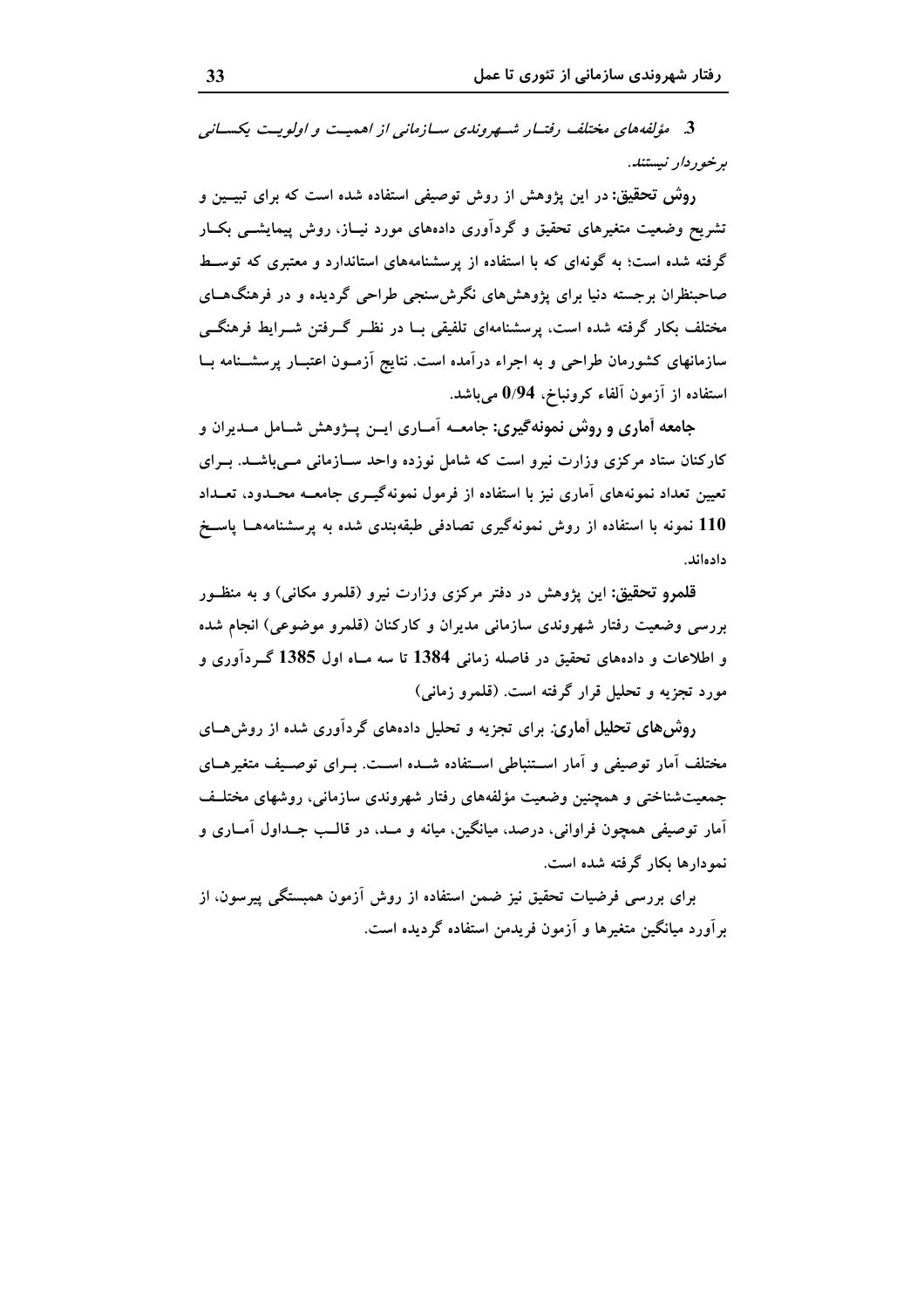3. *مؤلفه‌های مختلف رفتار شهروندی سازمانی از اهمیت و اولویت یکسانی برخوردار نیستند.*

**روش تحقیق:** در این پژوهش از روش توصیفی استفاده شده است که برای تبیین و تشریح وضعیت متغیرهای تحقیق و گردآوری داده‌های مورد نیاز، روش پیمایشی بکار گرفته شده است؛ به گونه‌ای که با استفاده از پرسشنامه‌های استاندارد و معتبری که توسط صاحبنظران برجسته دنیا برای پژوهش‌های نگرش‌سنجی طراحی گردیده و در فرهنگ‌های مختلف بکار گرفته شده است، پرسشنامه‌ای تلفیقی با در نظر گرفتن شرایط فرهنگی سازمانهای کشورمان طراحی و به اجراء درآمده است. نتایج آزمون اعتبار پرسشنامه با استفاده از آزمون آلفاء کرونباخ، **0/94** می‌باشد.

**جامعه آماری و روش نمونه‌گیری:** جامعه آماری این پژوهش شامل مدیران و کارکنان ستاد مرکزی وزارت نیرو است که شامل نوزده واحد سازمانی می‌باشد. برای تعیین تعداد نمونه‌های آماری نیز با استفاده از فرمول نمونه‌گیری جامعه محدود، تعداد **110** نمونه با استفاده از روش نمونه‌گیری تصادفی طبقه‌بندی شده به پرسشنامه‌ها پاسخ داده‌اند.

**قلمرو تحقیق:** این پژوهش در دفتر مرکزی وزارت نیرو (قلمرو مکانی) و به منظور بررسی وضعیت رفتار شهروندی سازمانی مدیران و کارکنان (قلمرو موضوعی) انجام شده و اطلاعات و داده‌های تحقیق در فاصله زمانی **1384** تا سه ماه اول **1385** گردآوری و مورد تجزیه و تحلیل قرار گرفته است. (قلمرو زمانی)

***روش‌های تحلیل آماری:*** برای تجزیه و تحلیل داده‌های گردآوری شده از روش‌های مختلف آمار توصیفی و آمار استنباطی استفاده شده است. برای توصیف متغیرهای جمعیت‌شناختی و همچنین وضعیت مؤلفه‌های رفتار شهروندی سازمانی، روشهای مختلف آمار توصیفی همچون فراوانی، درصد، میانگین، میانه و مد، در قالب جداول آماری و نمودارها بکار گرفته شده است.

برای بررسی فرضیات تحقیق نیز ضمن استفاده از روش آزمون همبستگی پیرسون، از برآورد میانگین متغیرها و آزمون فریدمن استفاده گردیده است.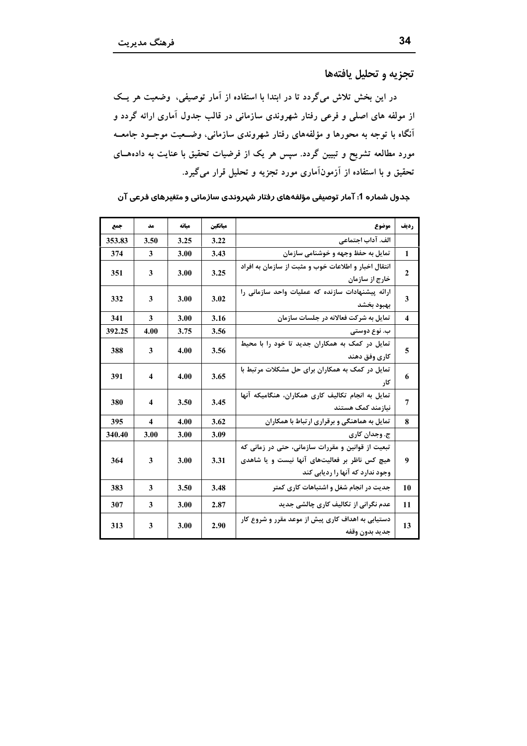## تجزیه و تحلیل یافته‌ها

در این بخش تلاش می‌گردد تا در ابتدا با استفاده از آمار توصیفی، وضعیت هر یک از مولفه های اصلی و فرعی رفتار شهروندی سازمانی در قالب جدول آماری ارائه گردد و آنگاه با توجه به محورها و مؤلفه‌های رفتار شهروندی سازمانی، وضعیت موجود جامعه مورد مطالعه تشریح و تبیین گردد. سپس هر یک از فرضیات تحقیق با عنایت به داده‌های تحقیق و با استفاده از آزمون‌آماری مورد تجزیه و تحلیل قرار می‌گیرد.

**جدول شماره 1: آمار توصیفی مؤلفه‌های رفتار شهروندی سازمانی و متغیرهای فرعی آن**

| ردیف | موضوع | میانگین | میانه | مد | جمع |
|---|---|---|---|---|---|
| | الف. آداب اجتماعی | 3.22 | 3.25 | 3.50 | 353.83 |
| 1 | تمایل به حفظ وجهه و خوشنامی سازمان | 3.43 | 3.00 | 3 | 374 |
| 2 | انتقال اخبار و اطلاعات خوب و مثبت از سازمان به افراد خارج از سازمان | 3.25 | 3.00 | 3 | 351 |
| 3 | ارائه پیشنهادات سازنده که عملیات واحد سازمانی را بهبود بخشد | 3.02 | 3.00 | 3 | 332 |
| 4 | تمایل به شرکت فعالانه در جلسات سازمان | 3.16 | 3.00 | 3 | 341 |
| | ب. نوع دوستی | 3.56 | 3.75 | 4.00 | 392.25 |
| 5 | تمایل در کمک به همکاران جدید تا خود را با محیط کاری وفق دهند | 3.56 | 4.00 | 3 | 388 |
| 6 | تمایل در کمک به همکاران برای حل مشکلات مرتبط با کار | 3.65 | 4.00 | 4 | 391 |
| 7 | تمایل به انجام تکالیف کاری همکاران، هنگامیکه آنها نیازمند کمک هستند | 3.45 | 3.50 | 4 | 380 |
| 8 | تمایل به هماهنگی و برقراری ارتباط با همکاران | 3.62 | 4.00 | 4 | 395 |
| | ج. وجدان کاری | 3.09 | 3.00 | 3.00 | 340.40 |
| 9 | تبعیت از قوانین و مقررات سازمانی، حتی در زمانی که هیچ کس ناظر بر فعالیت‌های آنها نیست و یا شاهدی وجود ندارد که آنها را ردیابی کند | 3.31 | 3.00 | 3 | 364 |
| 10 | جدیت در انجام شغل و اشتباهات کاری کمتر | 3.48 | 3.50 | 3 | 383 |
| 11 | عدم نگرانی از تکالیف کاری چالشی جدید | 2.87 | 3.00 | 3 | 307 |
| 13 | دستیابی به اهداف کاری پیش از موعد مقرر و شروع کار جدید بدون وقفه | 2.90 | 3.00 | 3 | 313 |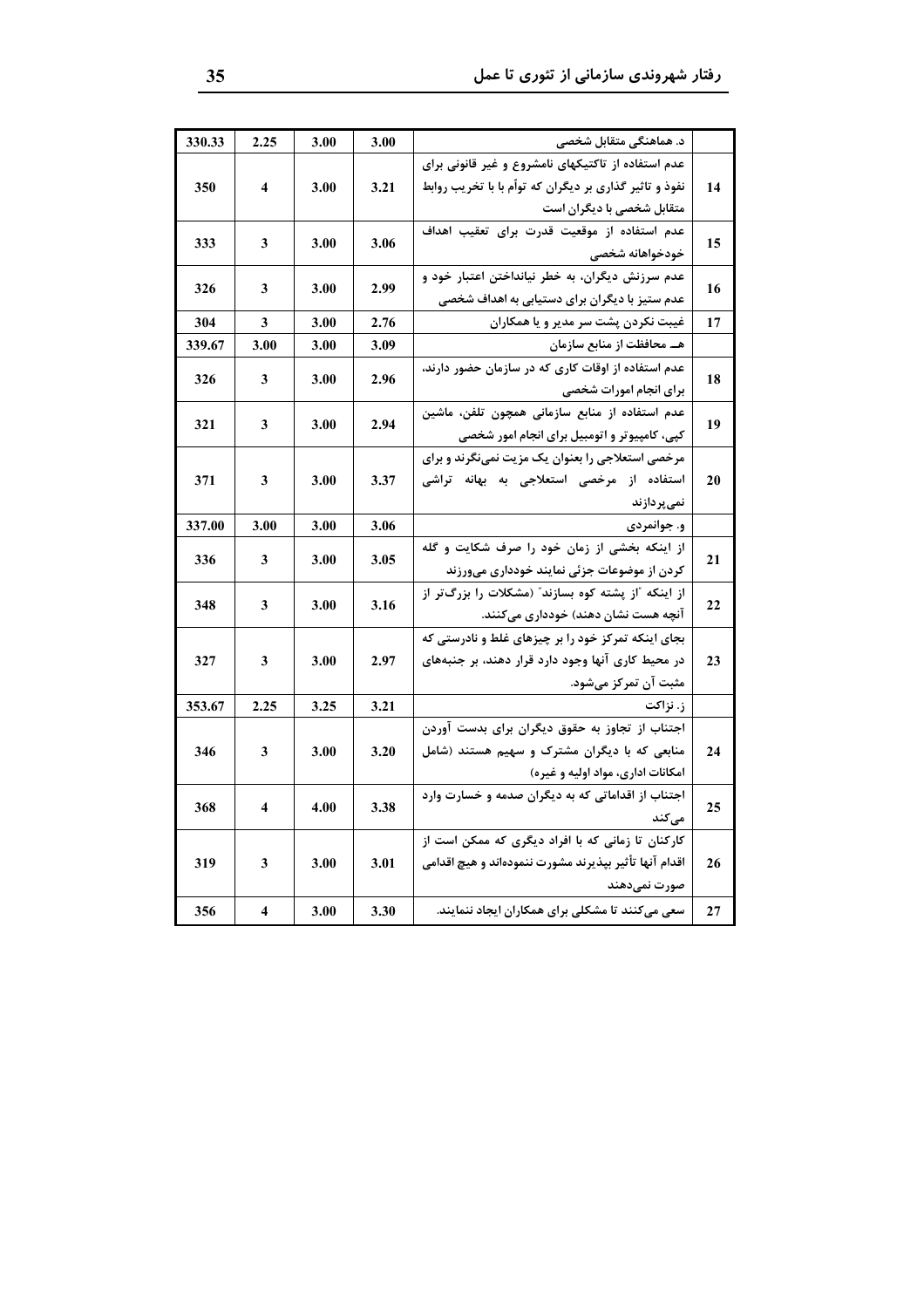| 330.33 | 2.25 | 3.00 | 3.00 | د. هماهنگی متقابل شخصی | |
|---|---|---|---|---|---|
| 350 | 4 | 3.00 | 3.21 | عدم استفاده از تاکتیکهای نامشروع و غیر قانونی برای نفوذ و تاثیر گذاری بر دیگران که توأم با با تخریب روابط متقابل شخصی با دیگران است | 14 |
| 333 | 3 | 3.00 | 3.06 | عدم استفاده از موقعیت قدرت برای تعقیب اهداف خودخواهانه شخصی | 15 |
| 326 | 3 | 3.00 | 2.99 | عدم سرزنش دیگران، به خطر نیانداختن اعتبار خود و عدم ستیز با دیگران برای دستیابی به اهداف شخصی | 16 |
| 304 | 3 | 3.00 | 2.76 | غیبت نکردن پشت سر مدیر و یا همکاران | 17 |
| 339.67 | 3.00 | 3.00 | 3.09 | هـ. محافظت از منابع سازمان | |
| 326 | 3 | 3.00 | 2.96 | عدم استفاده از اوقات کاری که در سازمان حضور دارند، برای انجام امورات شخصی | 18 |
| 321 | 3 | 3.00 | 2.94 | عدم استفاده از منابع سازمانی همچون تلفن، ماشین کپی، کامپیوتر و اتومبیل برای انجام امور شخصی | 19 |
| 371 | 3 | 3.00 | 3.37 | مرخصی استعلاجی را بعنوان یک مزیت نمی‌نگرند و برای استفاده از مرخصی استعلاجی به بهانه تراشی نمی‌پردازند | 20 |
| 337.00 | 3.00 | 3.00 | 3.06 | و. جوانمردی | |
| 336 | 3 | 3.00 | 3.05 | از اینکه بخشی از زمان خود را صرف شکایت و گله کردن از موضوعات جزئی نمایند خودداری می‌ورزند | 21 |
| 348 | 3 | 3.00 | 3.16 | از اینکه "از پشته کوه بسازند" (مشکلات را بزرگ‌تر از آنچه هست نشان دهند) خودداری می‌کنند. | 22 |
| 327 | 3 | 3.00 | 2.97 | بجای اینکه تمرکز خود را بر چیزهای غلط و نادرستی که در محیط کاری آنها وجود دارد قرار دهند، بر جنبه‌های مثبت آن تمرکز می‌شود. | 23 |
| 353.67 | 2.25 | 3.25 | 3.21 | ز. نزاکت | |
| 346 | 3 | 3.00 | 3.20 | اجتناب از تجاوز به حقوق دیگران برای بدست آوردن منابعی که با دیگران مشترک و سهیم هستند (شامل امکانات اداری، مواد اولیه و غیره) | 24 |
| 368 | 4 | 4.00 | 3.38 | اجتناب از اقداماتی که به دیگران صدمه و خسارت وارد می‌کند | 25 |
| 319 | 3 | 3.00 | 3.01 | کارکنان تا زمانی که با افراد دیگری که ممکن است از اقدام آنها تأثیر بپذیرند مشورت ننموده‌اند و هیچ اقدامی صورت نمی‌دهند | 26 |
| 356 | 4 | 3.00 | 3.30 | سعی می‌کنند تا مشکلی برای همکاران ایجاد ننمایند. | 27 |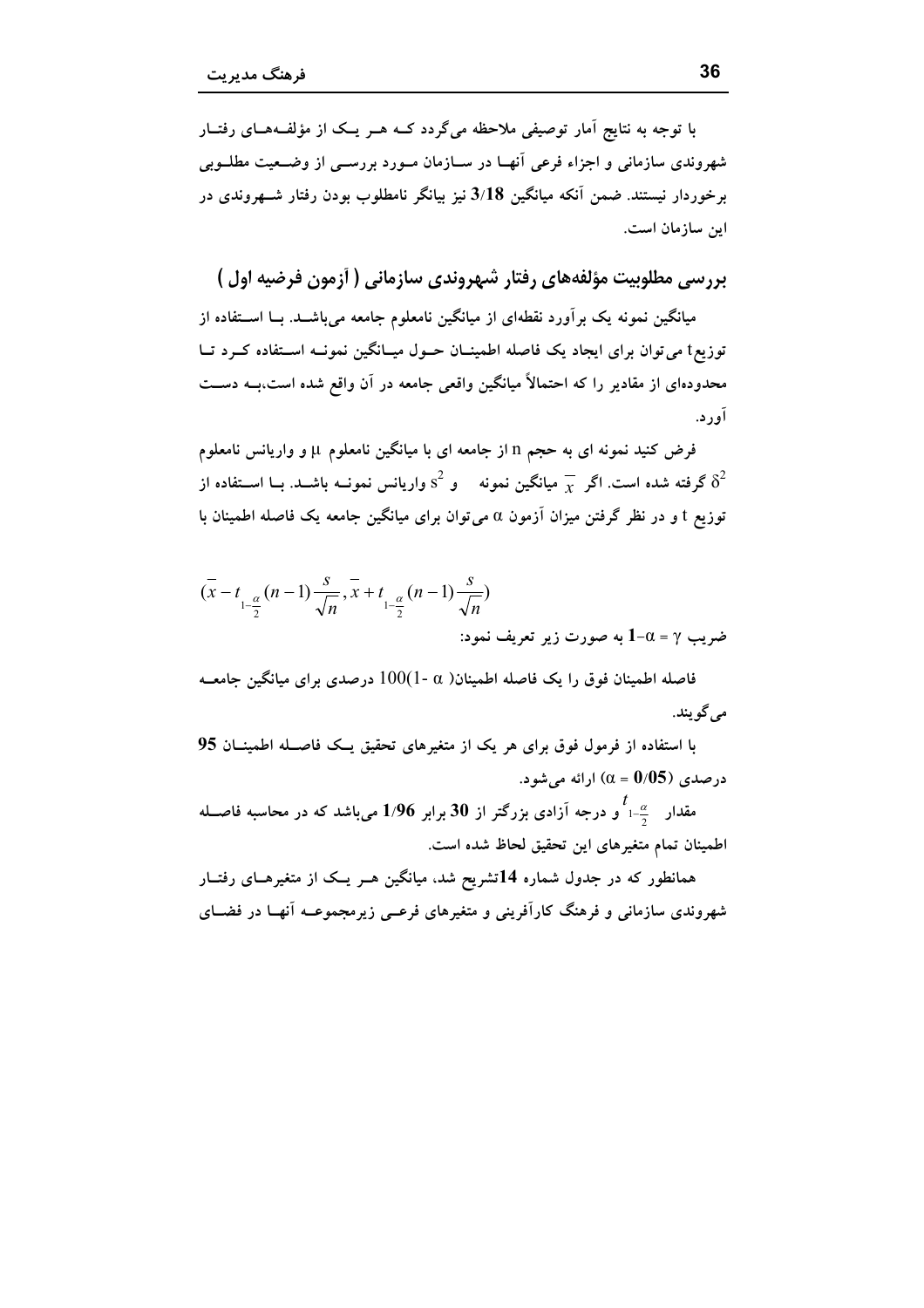با توجه به نتایج آمار توصیفی ملاحظه می‌گردد که هر یک از مؤلفه‌های رفتار شهروندی سازمانی و اجزاء فرعی آنها در سازمان مورد بررسی از وضعیت مطلوبی برخوردار نیستند. ضمن آنکه میانگین **3/18** نیز بیانگر نامطلوب بودن رفتار شهروندی در این سازمان است.

## بررسی مطلوبیت مؤلفه‌های رفتار شهروندی سازمانی ( آزمون فرضیه اول )

میانگین نمونه یک برآورد نقطه‌ای از میانگین نامعلوم جامعه می‌باشد. با استفاده از توزیع t می‌توان برای ایجاد یک فاصله اطمینان حول میانگین نمونه استفاده کرد تا محدوده‌ای از مقادیر را که احتمالاً میانگین واقعی جامعه در آن واقع شده است،به دست آورد.

فرض کنید نمونه ای به حجم n از جامعه ای با میانگین نامعلوم $\mu$ و واریانس نامعلوم $\delta^2$ گرفته شده است. اگر $\bar{x}$ میانگین نمونه و $s^2$ واریانس نمونه باشد. با استفاده از توزیع t و در نظر گرفتن میزان آزمون $\alpha$ می‌توان برای میانگین جامعه یک فاصله اطمینان با

$$(\bar{x} - t_{1-\frac{\alpha}{2}}(n-1)\frac{s}{\sqrt{n}}, \bar{x} + t_{1-\frac{\alpha}{2}}(n-1)\frac{s}{\sqrt{n}})$$

ضریب $\gamma = 1-\alpha$ به صورت زیر تعریف نمود:

فاصله اطمینان فوق را یک فاصله اطمینان$100(1-\alpha)$ درصدی برای میانگین جامعه می‌گویند.

با استفاده از فرمول فوق برای هر یک از متغیرهای تحقیق یک فاصله اطمینان **95** درصدی ($\alpha = 0/05$) ارائه می‌شود.

مقدار $t_{1-\frac{\alpha}{2}}$ و درجه آزادی بزرگتر از **30** برابر **1/96** می‌باشد که در محاسبه فاصله اطمینان تمام متغیرهای این تحقیق لحاظ شده است.

همانطور که در جدول شماره **14**تشریح شد، میانگین هر یک از متغیرهای رفتار شهروندی سازمانی و فرهنگ کارآفرینی و متغیرهای فرعی زیرمجموعه آنها در فضای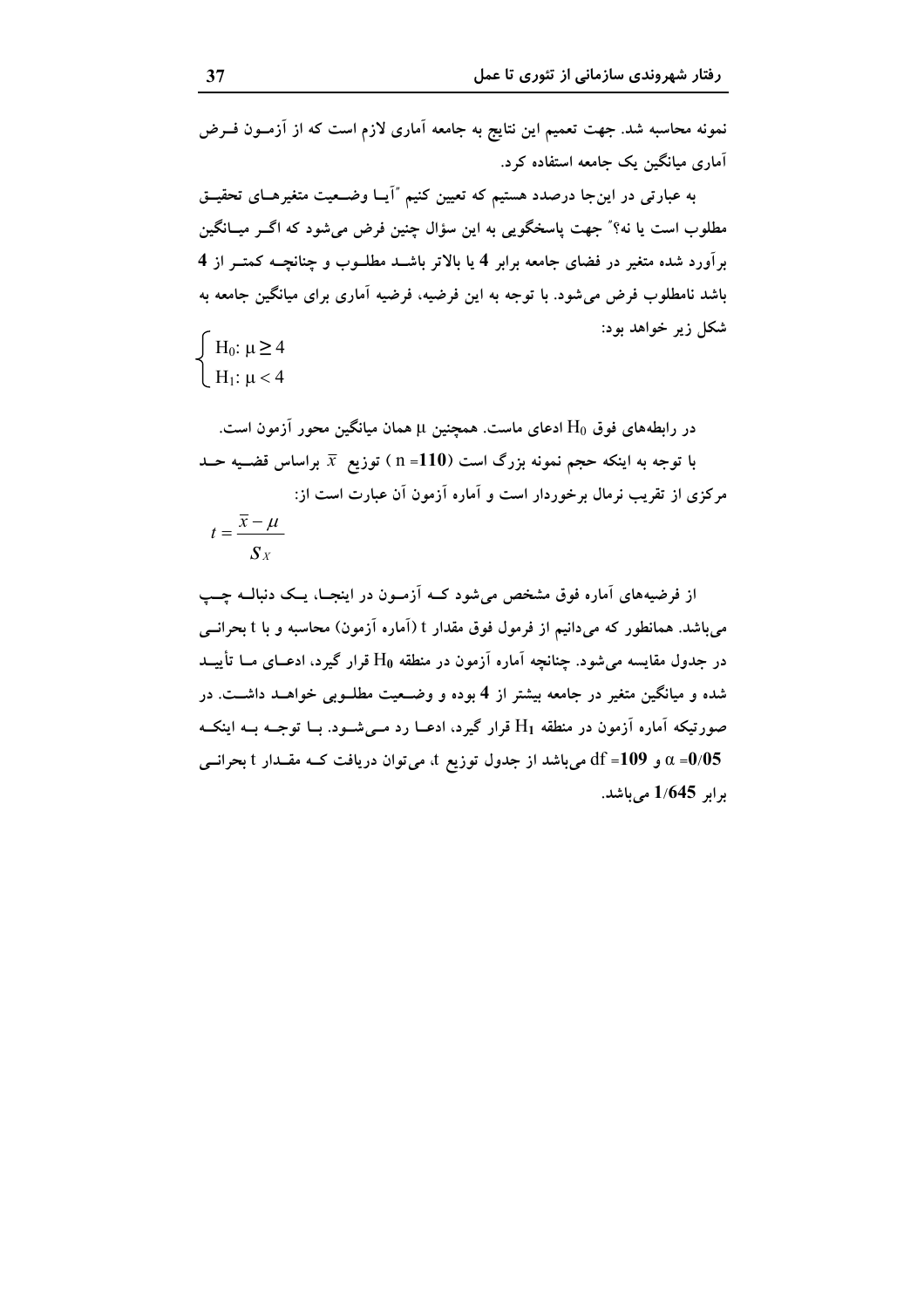نمونه محاسبه شد. جهت تعمیم این نتایج به جامعه آماری لازم است که از آزمـون فـرض آماری میانگین یک جامعه استفاده کرد.

به عبارتی در این‌جا درصدد هستیم که تعیین کنیم "آیـا وضـعیت متغیرهـای تحقیـق مطلوب است یا نه؟" جهت پاسخگویی به این سؤال چنین فرض می‌شود که اگـر میـانگین برآورد شده متغیر در فضای جامعه برابر **4** یا بالاتر باشـد مطلـوب و چنانچـه کمتـر از **4** باشد نامطلوب فرض می‌شود. با توجه به این فرضیه، فرضیه آماری برای میانگین جامعه به شکل زیر خواهد بود:

$$\begin{cases} H_0: \mu \geq 4 \\ H_1: \mu < 4 \end{cases}$$

در رابطه‌های فوق $H_0$ ادعای ماست. همچنین $\mu$ همان میانگین محور آزمون است.

با توجه به اینکه حجم نمونه بزرگ است ($n = $ **110**) توزیع $\bar{x}$ براساس قضـیه حـد مرکزی از تقریب نرمال برخوردار است و آماره آزمون آن عبارت است از:

$$t = \frac{\bar{x} - \mu}{S_{\bar{X}}}$$

از فرضیه‌های آماره فوق مشخص می‌شود کـه آزمـون در اینجـا، یـک دنبالـه چـپ می‌باشد. همانطور که می‌دانیم از فرمول فوق مقدار t (آماره آزمون) محاسبه و با t بحرانـی در جدول مقایسه می‌شود. چنانچه آماره آزمون در منطقه $H_0$ قرار گیرد، ادعـای مـا تأییـد شده و میانگین متغیر در جامعه بیشتر از **4** بوده و وضـعیت مطلـوبی خواهـد داشـت. در صورتیکه آماره آزمون در منطقه $H_1$ قرار گیرد، ادعـا رد مـی‌شـود. بـا توجـه بـه اینکـه $\alpha =$ **0/05** و $df =$ **109** می‌باشد از جدول توزیع t، می‌توان دریافت کـه مقـدار t بحرانـی برابر **1/645** می‌باشد.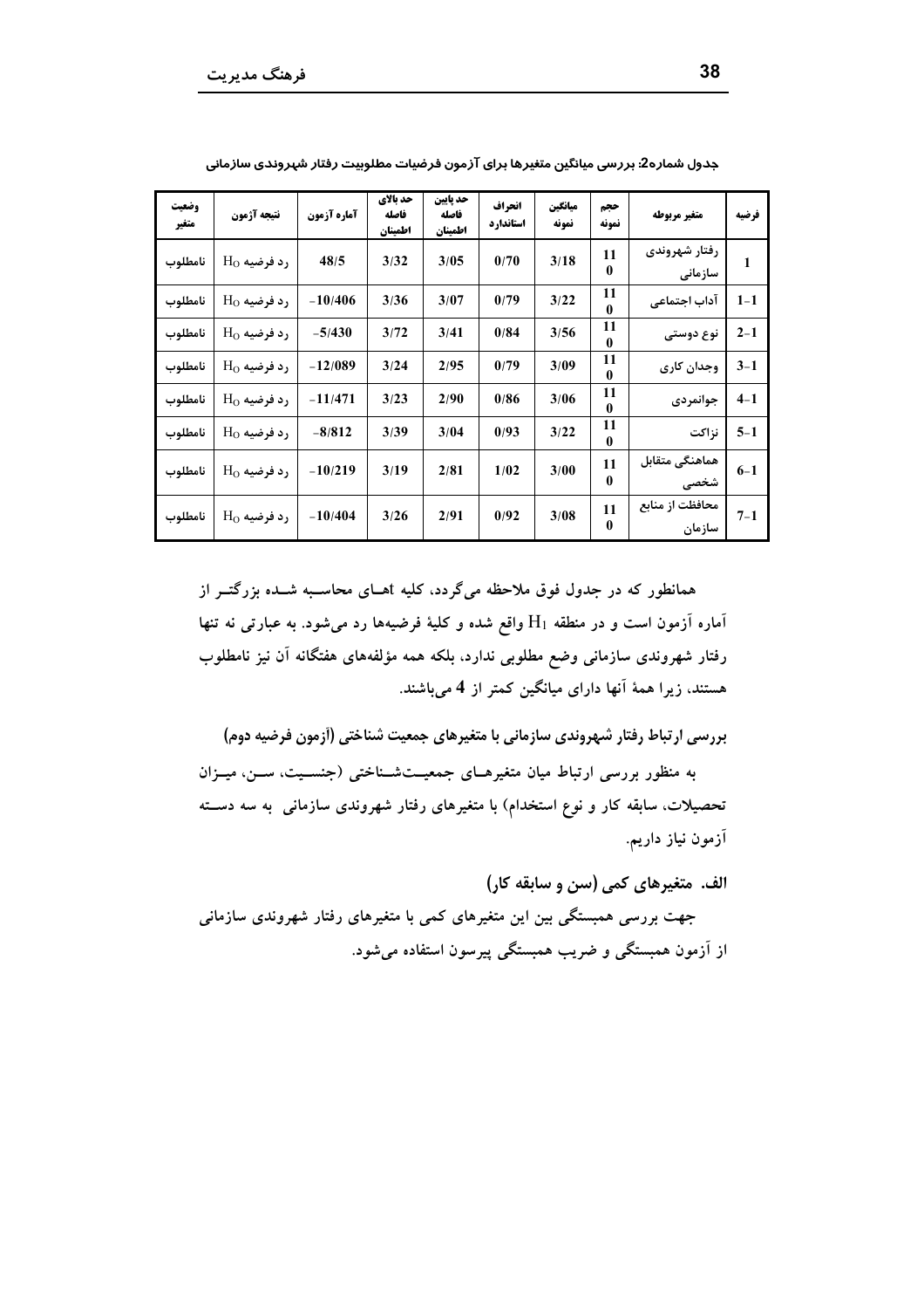جدول شماره2: بررسی میانگین متغیرها برای آزمون فرضیات مطلوبیت رفتار شهروندی سازمانی

| فرضیه | متغیر مربوطه | حجم نمونه | میانگین نمونه | انحراف استاندارد | حد پایین فاصله اطمینان | حد بالای فاصله اطمینان | آماره آزمون | نتیجه آزمون | وضعیت متغیر |
|---|---|---|---|---|---|---|---|---|---|
| 1 | رفتار شهروندی سازمانی | 110 | 3/18 | 0/70 | 3/05 | 3/32 | 48/5 | رد فرضیه $H_0$ | نامطلوب |
| 1-1 | آداب اجتماعی | 110 | 3/22 | 0/79 | 3/07 | 3/36 | -10/406 | رد فرضیه $H_0$ | نامطلوب |
| 1-2 | نوع دوستی | 110 | 3/56 | 0/84 | 3/41 | 3/72 | -5/430 | رد فرضیه $H_0$ | نامطلوب |
| 1-3 | وجدان کاری | 110 | 3/09 | 0/79 | 2/95 | 3/24 | -12/089 | رد فرضیه $H_0$ | نامطلوب |
| 1-4 | جوانمردی | 110 | 3/06 | 0/86 | 2/90 | 3/23 | -11/471 | رد فرضیه $H_0$ | نامطلوب |
| 1-5 | نزاکت | 110 | 3/22 | 0/93 | 3/04 | 3/39 | -8/812 | رد فرضیه $H_0$ | نامطلوب |
| 1-6 | هماهنگی متقابل شخصی | 110 | 3/00 | 1/02 | 2/81 | 3/19 | -10/219 | رد فرضیه $H_0$ | نامطلوب |
| 1-7 | محافظت از منابع سازمان | 110 | 3/08 | 0/92 | 2/91 | 3/26 | -10/404 | رد فرضیه $H_0$ | نامطلوب |

همانطور که در جدول فوق ملاحظه می‌گردد، کلیه tهای محاسبه شده بزرگتر از آماره آزمون است و در منطقه $H_1$ واقع شده و کلیهٔ فرضیه‌ها رد می‌شود. به عبارتی نه تنها رفتار شهروندی سازمانی وضع مطلوبی ندارد، بلکه همه مؤلفه‌های هفتگانه آن نیز نامطلوب هستند، زیرا همهٔ آنها دارای میانگین کمتر از **4** می‌باشند.

**بررسی ارتباط رفتار شهروندی سازمانی با متغیرهای جمعیت شناختی (آزمون فرضیه دوم)**

به منظور بررسی ارتباط میان متغیرهای جمعیت‌شناختی (جنسیت، سن، میزان تحصیلات، سابقه کار و نوع استخدام) با متغیرهای رفتار شهروندی سازمانی به سه دسته آزمون نیاز داریم.

**الف. متغیرهای کمی (سن و سابقه کار)**

جهت بررسی همبستگی بین این متغیرهای کمی با متغیرهای رفتار شهروندی سازمانی از آزمون همبستگی و ضریب همبستگی پیرسون استفاده می‌شود.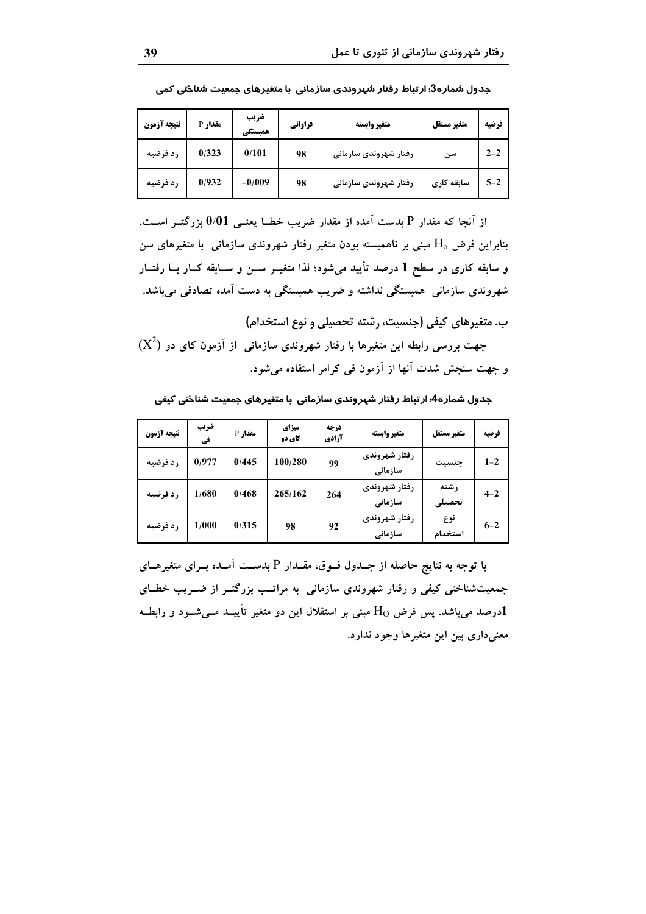**جدول شماره3: ارتباط رفتار شهروندی سازمانی با متغیرهای جمعیت شناختی کمی**

| فرضیه | متغیر مستقل | متغیر وابسته | فراوانی | ضریب همبستگی | مقدار P | نتیجه آزمون |
|---|---|---|---|---|---|---|
| 2-2 | سن | رفتار شهروندی سازمانی | 98 | 0/101 | 0/323 | رد فرضیه |
| 5-2 | سابقه کاری | رفتار شهروندی سازمانی | 98 | 0/009- | 0/932 | رد فرضیه |

از آنجا که مقدار P بدست آمده از مقدار ضریب خطا یعنی **0/01** بزرگتر است، بنابراین فرض $H_0$ مبنی بر ناهمبسته بودن متغیر رفتار شهروندی سازمانی با متغیرهای سن و سابقه کاری در سطح **1** درصد تأیید می‌شود؛ لذا متغیر سن و سابقه کار با رفتار شهروندی سازمانی همبستگی نداشته و ضریب همبستگی به دست آمده تصادفی می‌باشد.

### ب. متغیرهای کیفی (جنسیت، رشته تحصیلی و نوع استخدام)

جهت بررسی رابطه این متغیرها با رفتار شهروندی سازمانی از آزمون کای دو $(X^2)$ و جهت سنجش شدت آنها از آزمون فی کرامر استفاده می‌شود.

**جدول شماره4: ارتباط رفتار شهروندی سازمانی با متغیرهای جمعیت شناختی کیفی**

| فرضیه | متغیر مستقل | متغیر وابسته | درجه آزادی | میزان کای دو | مقدار P | ضریب فی | نتیجه آزمون |
|---|---|---|---|---|---|---|---|
| 1-2 | جنسیت | رفتار شهروندی سازمانی | 99 | 100/280 | 0/445 | 0/977 | رد فرضیه |
| 4-2 | رشته تحصیلی | رفتار شهروندی سازمانی | 264 | 265/162 | 0/468 | 1/680 | رد فرضیه |
| 6-2 | نوع استخدام | رفتار شهروندی سازمانی | 92 | 98 | 0/315 | 1/000 | رد فرضیه |

با توجه به نتایج حاصله از جدول فوق، مقدار P بدست آمده برای متغیرهای جمعیت‌شناختی کیفی و رفتار شهروندی سازمانی به مراتب بزرگتر از ضریب خطای **1**درصد می‌باشد. پس فرض $H_O$ مبنی بر استقلال این دو متغیر تأیید می‌شود و رابطه معنی‌داری بین این متغیرها وجود ندارد.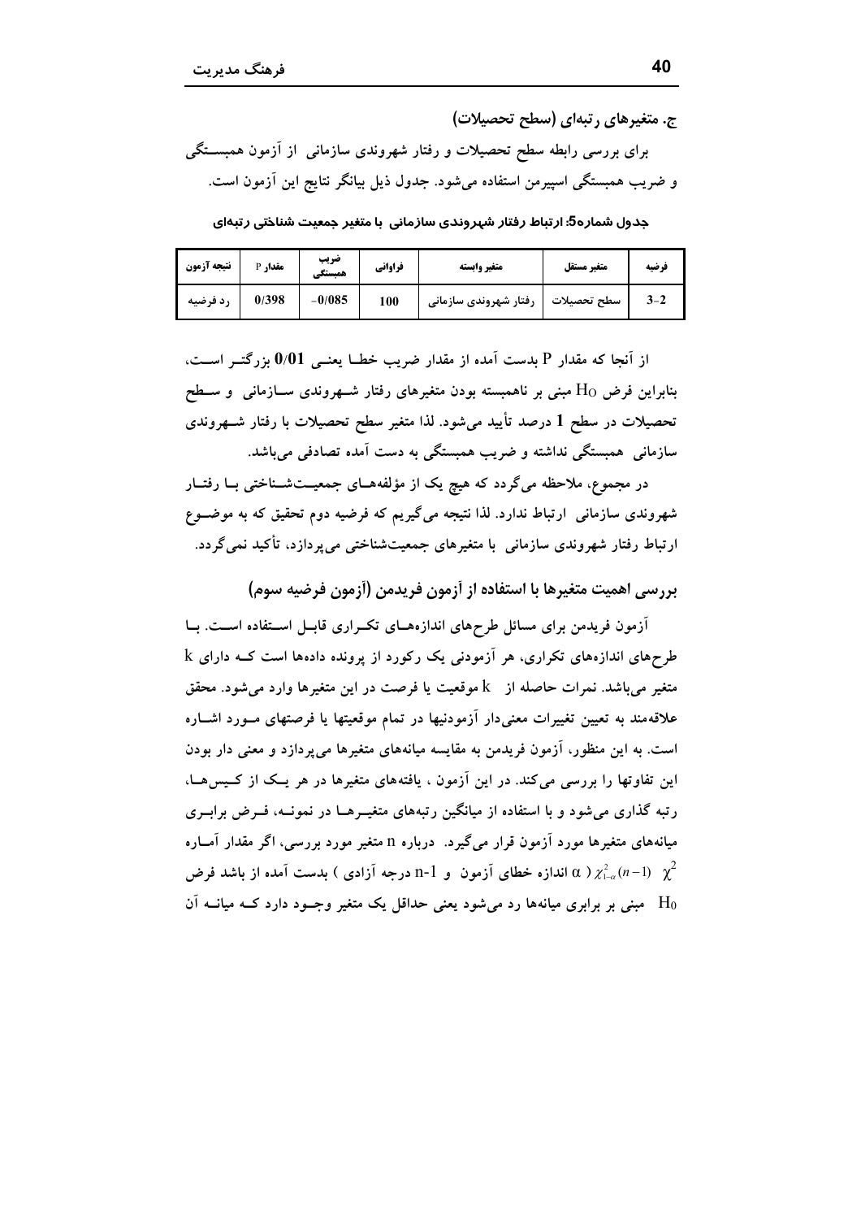ج. متغیرهای رتبه‌ای (سطح تحصیلات)

برای بررسی رابطه سطح تحصیلات و رفتار شهروندی سازمانی از آزمون همبستگی و ضریب همبستگی اسپیرمن استفاده می‌شود. جدول ذیل بیانگر نتایج این آزمون است.

جدول شماره5: ارتباط رفتار شهروندی سازمانی با متغیر جمعیت شناختی رتبه‌ای

| فرضیه | متغیر مستقل | متغیر وابسته | فراوانی | ضریب همبستگی | مقدار P | نتیجه آزمون |
|---|---|---|---|---|---|---|
| 2-3 | سطح تحصیلات | رفتار شهروندی سازمانی | 100 | 0/085- | 0/398 | رد فرضیه |

از آنجا که مقدار P بدست آمده از مقدار ضریب خطا یعنی **0/01** بزرگتر است، بنابراین فرض $H_0$ مبنی بر ناهمبسته بودن متغیرهای رفتار شهروندی سازمانی و سطح تحصیلات در سطح **1** درصد تأیید می‌شود. لذا متغیر سطح تحصیلات با رفتار شهروندی سازمانی همبستگی نداشته و ضریب همبستگی به دست آمده تصادفی می‌باشد.

در مجموع، ملاحظه می‌گردد که هیچ یک از مؤلفه‌های جمعیت‌شناختی با رفتار شهروندی سازمانی ارتباط ندارد. لذا نتیجه می‌گیریم که فرضیه دوم تحقیق که به موضوع ارتباط رفتار شهروندی سازمانی با متغیرهای جمعیت‌شناختی می‌پردازد، تأکید نمی‌گردد.

## بررسی اهمیت متغیرها با استفاده از آزمون فریدمن (آزمون فرضیه سوم)

آزمون فریدمن برای مسائل طرح‌های اندازه‌های تکراری قابل استفاده است. با طرح‌های اندازه‌های تکراری، هر آزمودنی یک رکورد از پرونده داده‌ها است که دارای k متغیر می‌باشد. نمرات حاصله از k موقعیت یا فرصت در این متغیرها وارد می‌شود. محقق علاقه‌مند به تعیین تغییرات معنی‌دار آزمودنیها در تمام موقعیتها یا فرصتهای مورد اشاره است. به این منظور، آزمون فریدمن به مقایسه میانه‌های متغیرها می‌پردازد و معنی دار بودن این تفاوتها را بررسی می‌کند. در این آزمون ، یافته‌های متغیرها در هر یک از کیس‌ها، رتبه گذاری می‌شود و با استفاده از میانگین رتبه‌های متغیرها در نمونه، فرض برابری میانه‌های متغیرها مورد آزمون قرار می‌گیرد. درباره n متغیر مورد بررسی، اگر مقدار آماره $\chi^2$ $\chi^2_{1-\alpha}(n-1)$ ( $\alpha$ اندازه خطای آزمون و n-1 درجه آزادی ) بدست آمده از باشد فرض $H_0$ مبنی بر برابری میانه‌ها رد می‌شود یعنی حداقل یک متغیر وجود دارد که میانه آن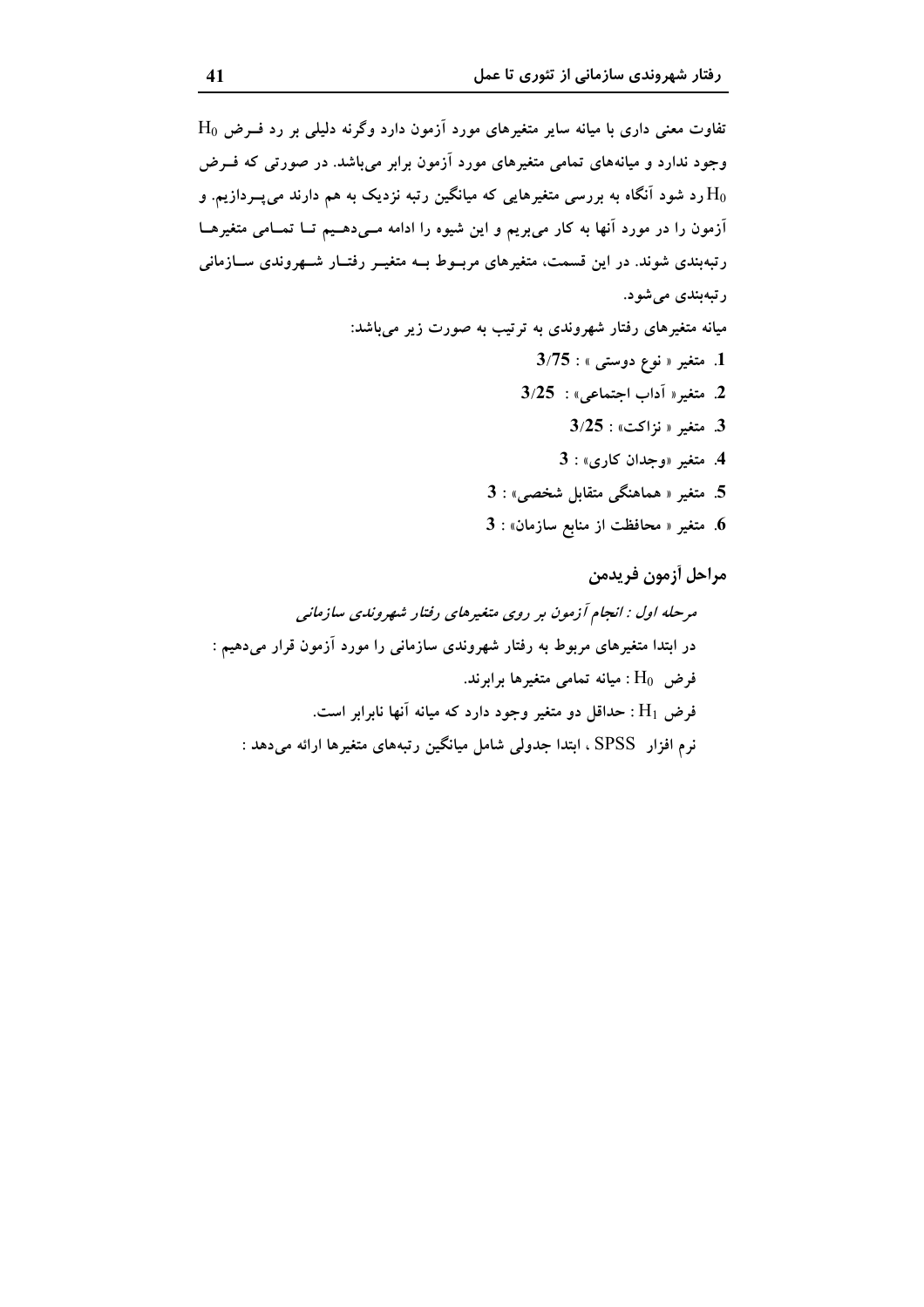تفاوت معنی داری با میانه سایر متغیرهای مورد آزمون دارد وگرنه دلیلی بر رد فـرض $H_0$ وجود ندارد و میانه‌های تمامی متغیرهای مورد آزمون برابر می‌باشد. در صورتی که فـرض $H_0$ رد شود آنگاه به بررسی متغیرهایی که میانگین رتبه نزدیک به هم دارند می‌پـردازیم. و آزمون را در مورد آنها به کار می‌بریم و این شیوه را ادامه مـی‌دهـیم تـا تمـامی متغیرهـا رتبه‌بندی شوند. در این قسمت، متغیرهای مربـوط بـه متغیـر رفتـار شـهروندی سـازمانی رتبه‌بندی می‌شود.

میانه متغیرهای رفتار شهروندی به ترتیب به صورت زیر می‌باشد:

1. متغیر « نوع دوستی » : **3/75**
2. متغیر« آداب اجتماعی» : **3/25**
3. متغیر « نزاکت» : **3/25**
4. متغیر «وجدان کاری» : **3**
5. متغیر « هماهنگی متقابل شخصی» : **3**
6. متغیر « محافظت از منابع سازمان» : **3**

## مراحل آزمون فریدمن

*مرحله اول : انجام آزمون بر روی متغیرهای رفتار شهروندی سازمانی*

در ابتدا متغیرهای مربوط به رفتار شهروندی سازمانی را مورد آزمون قرار می‌دهیم :

فرض $H_0$ : میانه تمامی متغیرها برابرند.

فرض $H_1$ : حداقل دو متغیر وجود دارد که میانه آنها نابرابر است.

نرم افزار SPSS ، ابتدا جدولی شامل میانگین رتبه‌های متغیرها ارائه می‌دهد :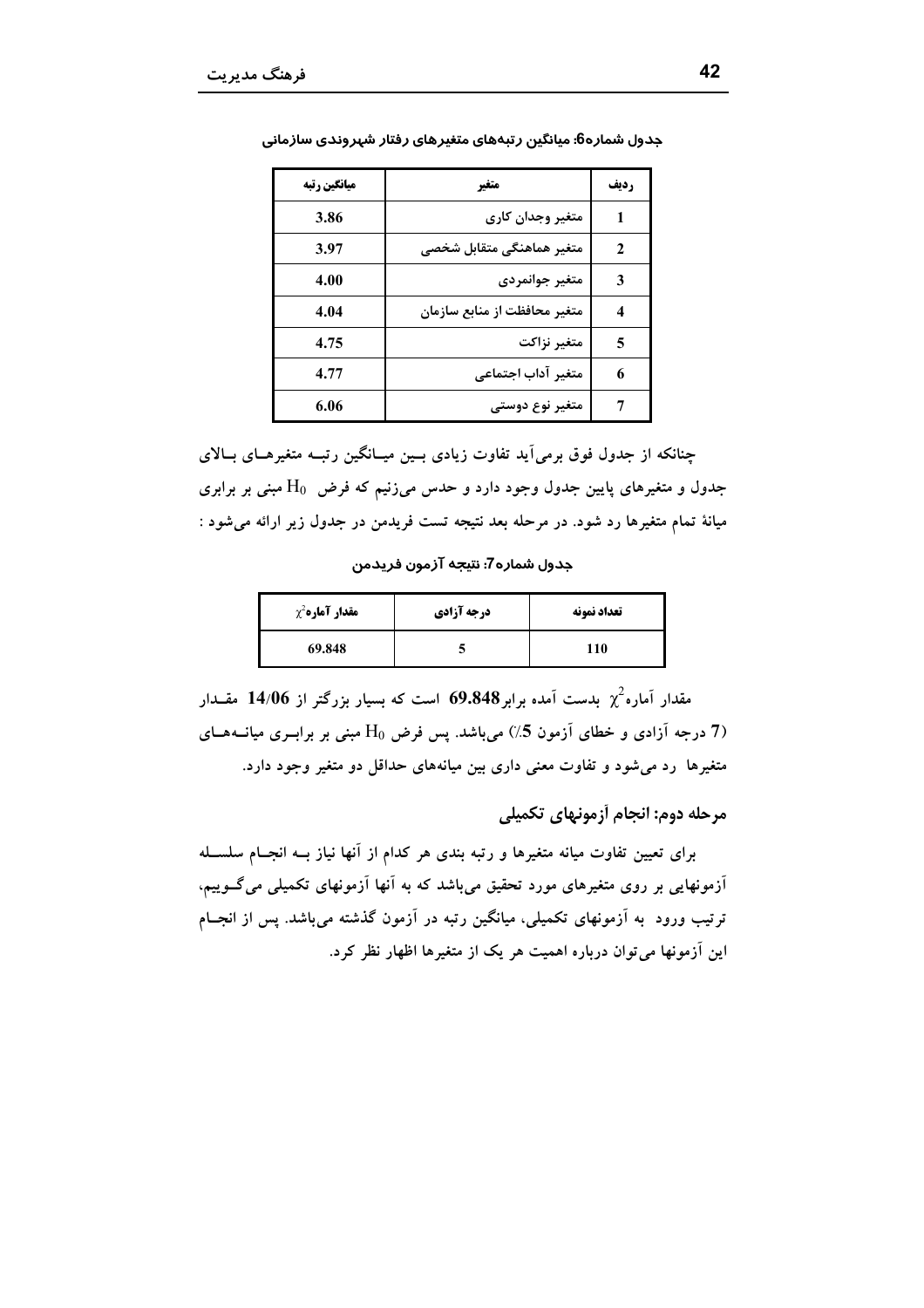جدول شماره6: میانگین رتبه‌های متغیرهای رفتار شهروندی سازمانی

| ردیف | متغیر | میانگین رتبه |
| --- | --- | --- |
| 1 | متغیر وجدان کاری | 3.86 |
| 2 | متغیر هماهنگی متقابل شخصی | 3.97 |
| 3 | متغیر جوانمردی | 4.00 |
| 4 | متغیر محافظت از منابع سازمان | 4.04 |
| 5 | متغیر نزاکت | 4.75 |
| 6 | متغیر آداب اجتماعی | 4.77 |
| 7 | متغیر نوع دوستی | 6.06 |

چنانکه از جدول فوق برمی‌آید تفاوت زیادی بین میانگین رتبه متغیرهای بالای جدول و متغیرهای پایین جدول وجود دارد و حدس می‌زنیم که فرض $H_0$ مبنی بر برابری میانهٔ تمام متغیرها رد شود. در مرحله بعد نتیجه تست فریدمن در جدول زیر ارائه می‌شود :

جدول شماره7: نتیجه آزمون فریدمن

| تعداد نمونه | درجه آزادی | مقدار آماره $\chi^2$ |
| --- | --- | --- |
| 110 | 5 | 69.848 |

مقدار آماره $\chi^2$ بدست آمده برابر **69.848** است که بسیار بزرگتر از **14/06** مقدار (7 درجه آزادی و خطای آزمون 5٪) می‌باشد. پس فرض $H_0$ مبنی بر برابری میانه‌های متغیرها رد می‌شود و تفاوت معنی داری بین میانه‌های حداقل دو متغیر وجود دارد.

## مرحله دوم: انجام آزمونهای تکمیلی

برای تعیین تفاوت میانه متغیرها و رتبه بندی هر کدام از آنها نیاز بــه انجــام سلسله آزمونهایی بر روی متغیرهای مورد تحقیق می‌باشد که به آنها آزمونهای تکمیلی می‌گوییم، ترتیب ورود به آزمونهای تکمیلی، میانگین رتبه در آزمون گذشته می‌باشد. پس از انجام این آزمونها می‌توان درباره اهمیت هر یک از متغیرها اظهار نظر کرد.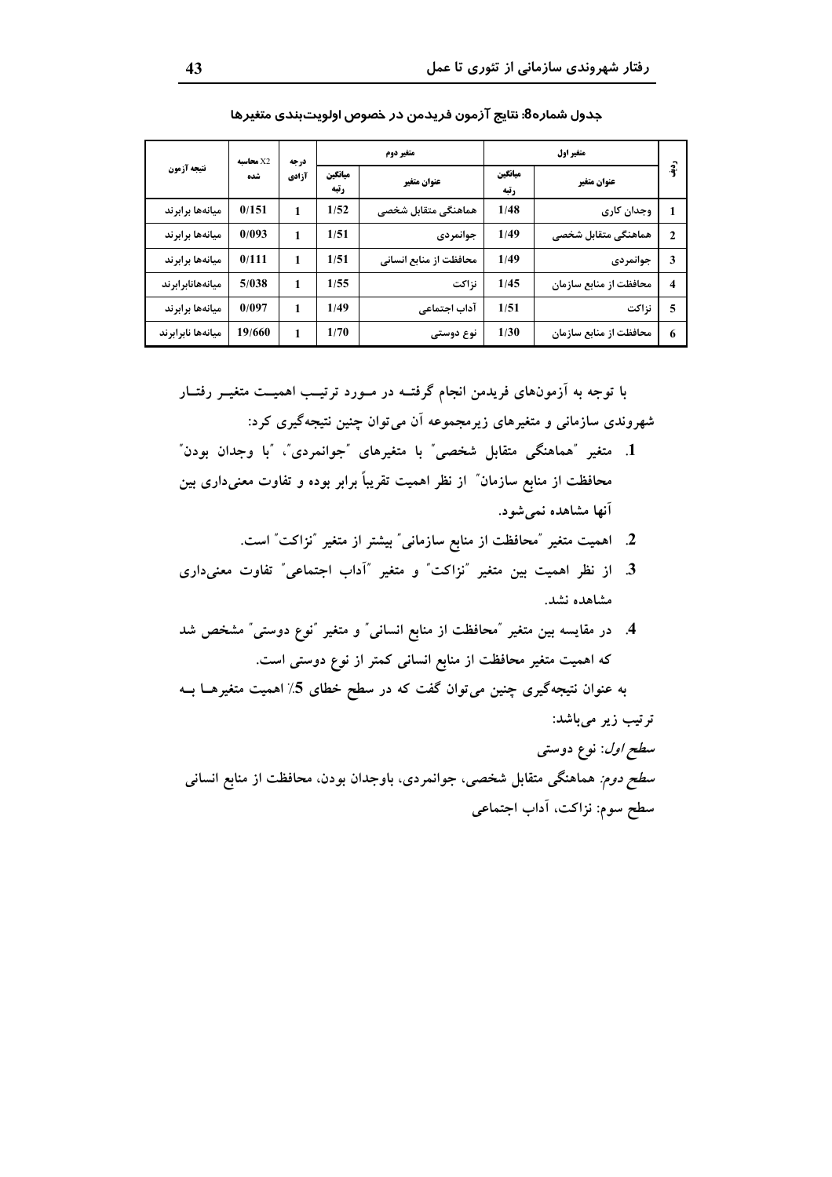**جدول شماره8: نتایج آزمون فریدمن در خصوص اولویت‌بندی متغیرها**

| ردیف | متغیر اول | | متغیر دوم | | درجه آزادی | X2 محاسبه شده | نتیجه آزمون |
|---|---|---|---|---|---|---|---|
| | عنوان متغیر | میانگین رتبه | عنوان متغیر | میانگین رتبه | | | |
| 1 | وجدان کاری | 1/48 | هماهنگی متقابل شخصی | 1/52 | 1 | 0/151 | میانه‌ها برابرند |
| 2 | هماهنگی متقابل شخصی | 1/49 | جوانمردی | 1/51 | 1 | 0/093 | میانه‌ها برابرند |
| 3 | جوانمردی | 1/49 | محافظت از منابع انسانی | 1/51 | 1 | 0/111 | میانه‌ها برابرند |
| 4 | محافظت از منابع سازمان | 1/45 | نزاکت | 1/55 | 1 | 5/038 | میانه‌هانابرابرند |
| 5 | نزاکت | 1/51 | آداب اجتماعی | 1/49 | 1 | 0/097 | میانه‌ها برابرند |
| 6 | محافظت از منابع سازمان | 1/30 | نوع دوستی | 1/70 | 1 | 19/660 | میانه‌ها نابرابرند |

با توجه به آزمون‌های فریدمن انجام گرفتـه در مـورد ترتیـب اهمیـت متغیـر رفتـار شهروندی سازمانی و متغیرهای زیرمجموعه آن می‌توان چنین نتیجه‌گیری کرد:

1. متغیر "هماهنگی متقابل شخصی" با متغیرهای "جوانمردی"، "با وجدان بودن" محافظت از منابع سازمان" از نظر اهمیت تقریباً برابر بوده و تفاوت معنی‌داری بین آنها مشاهده نمی‌شود.
2. اهمیت متغیر "محافظت از منابع سازمانی" بیشتر از متغیر "نزاکت" است.
3. از نظر اهمیت بین متغیر "نزاکت" و متغیر "آداب اجتماعی" تفاوت معنی‌داری مشاهده نشد.
4. در مقایسه بین متغیر "محافظت از منابع انسانی" و متغیر "نوع دوستی" مشخص شد که اهمیت متغیر محافظت از منابع انسانی کمتر از نوع دوستی است.

به عنوان نتیجه‌گیری چنین می‌توان گفت که در سطح خطای 5٪ اهمیت متغیرهـا بـه ترتیب زیر می‌باشد:

*سطح اول*: نوع دوستی

*سطح دوم*: هماهنگی متقابل شخصی، جوانمردی، باوجدان بودن، محافظت از منابع انسانی

سطح سوم: نزاکت، آداب اجتماعی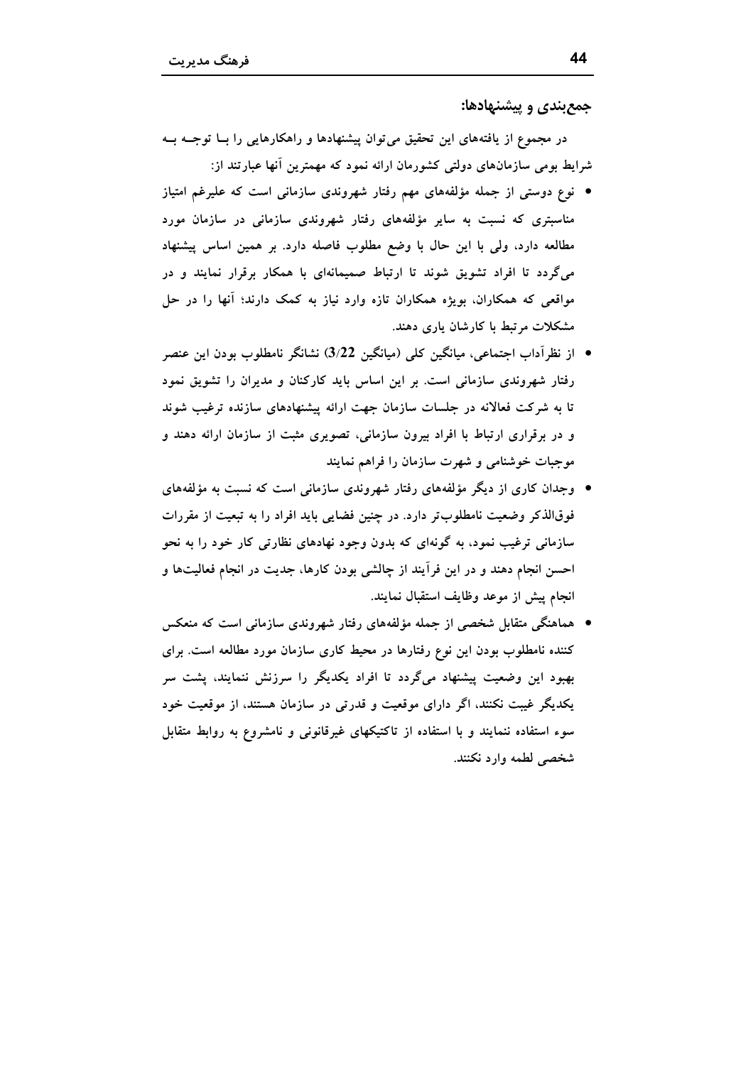## جمع‌بندی و پیشنهادها:

در مجموع از یافته‌های این تحقیق می‌توان پیشنهادها و راهکارهایی را بـا توجـه بـه شرایط بومی سازمان‌های دولتی کشورمان ارائه نمود که مهمترین آنها عبارتند از:

- نوع دوستی از جمله مؤلفه‌های مهم رفتار شهروندی سازمانی است که علیرغم امتیاز مناسبتری که نسبت به سایر مؤلفه‌های رفتار شهروندی سازمانی در سازمان مورد مطالعه دارد، ولی با این حال با وضع مطلوب فاصله دارد. بر همین اساس پیشنهاد می‌گردد تا افراد تشویق شوند تا ارتباط صمیمانه‌ای با همکار برقرار نمایند و در مواقعی که همکاران، بویژه همکاران تازه وارد نیاز به کمک دارند؛ آنها را در حل مشکلات مرتبط با کارشان یاری دهند.
- از نظرآداب اجتماعی، میانگین کلی (میانگین 3/22) نشانگر نامطلوب بودن این عنصر رفتار شهروندی سازمانی است. بر این اساس باید کارکنان و مدیران را تشویق نمود تا به شرکت فعالانه در جلسات سازمان جهت ارائه پیشنهادهای سازنده ترغیب شوند و در برقراری ارتباط با افراد بیرون سازمانی، تصویری مثبت از سازمان ارائه دهند و موجبات خوشنامی و شهرت سازمان را فراهم نمایند
- وجدان کاری از دیگر مؤلفه‌های رفتار شهروندی سازمانی است که نسبت به مؤلفه‌های فوق‌الذکر وضعیت نامطلوب‌تر دارد. در چنین فضایی باید افراد را به تبعیت از مقررات سازمانی ترغیب نمود، به گونه‌ای که بدون وجود نهادهای نظارتی کار خود را به نحو احسن انجام دهند و در این فرآیند از چالشی بودن کارها، جدیت در انجام فعالیت‌ها و انجام پیش از موعد وظایف استقبال نمایند.
- هماهنگی متقابل شخصی از جمله مؤلفه‌های رفتار شهروندی سازمانی است که منعکس کننده نامطلوب بودن این نوع رفتارها در محیط کاری سازمان مورد مطالعه است. برای بهبود این وضعیت پیشنهاد می‌گردد تا افراد یکدیگر را سرزنش ننمایند، پشت سر یکدیگر غیبت نکنند، اگر دارای موقعیت و قدرتی در سازمان هستند، از موقعیت خود سوء استفاده ننمایند و با استفاده از تاکتیکهای غیرقانونی و نامشروع به روابط متقابل شخصی لطمه وارد نکنند.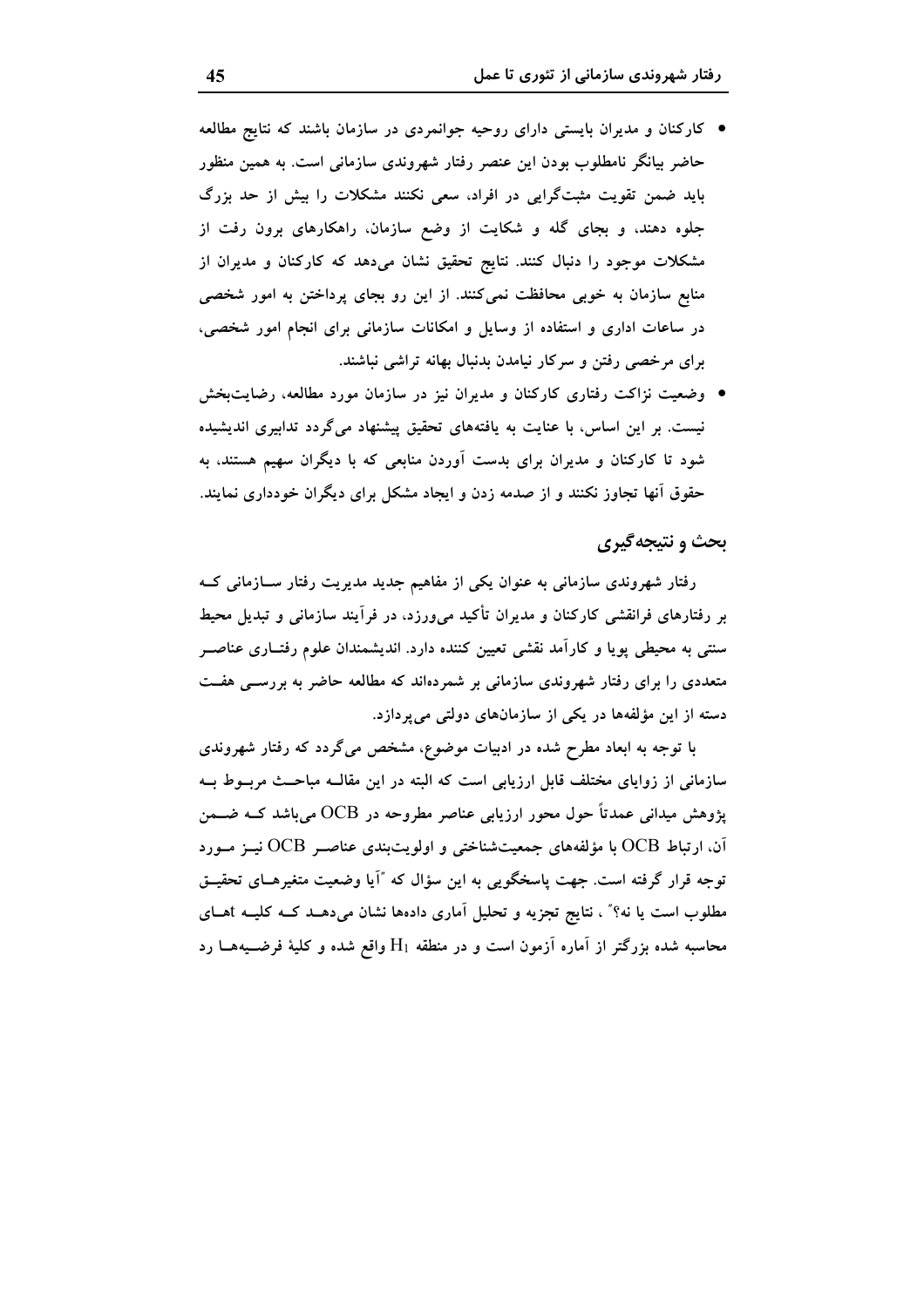- کارکنان و مدیران بایستی دارای روحیه جوانمردی در سازمان باشند که نتایج مطالعه حاضر بیانگر نامطلوب بودن این عنصر رفتار شهروندی سازمانی است. به همین منظور باید ضمن تقویت مثبت‌گرایی در افراد، سعی نکنند مشکلات را بیش از حد بزرگ جلوه دهند، و بجای گله و شکایت از وضع سازمان، راهکارهای برون رفت از مشکلات موجود را دنبال کنند. نتایج تحقیق نشان می‌دهد که کارکنان و مدیران از منابع سازمان به خوبی محافظت نمی‌کنند. از این رو بجای پرداختن به امور شخصی در ساعات اداری و استفاده از وسایل و امکانات سازمانی برای انجام امور شخصی، برای مرخصی رفتن و سرکار نیامدن بدنبال بهانه تراشی نباشند.
- وضعیت نزاکت رفتاری کارکنان و مدیران نیز در سازمان مورد مطالعه، رضایت‌بخش نیست. بر این اساس، با عنایت به یافته‌های تحقیق پیشنهاد می‌گردد تدابیری اندیشیده شود تا کارکنان و مدیران برای بدست آوردن منابعی که با دیگران سهیم هستند، به حقوق آنها تجاوز نکنند و از صدمه زدن و ایجاد مشکل برای دیگران خودداری نمایند.

## بحث و نتیجه‌گیری

رفتار شهروندی سازمانی به عنوان یکی از مفاهیم جدید مدیریت رفتار سازمانی که بر رفتارهای فرانقشی کارکنان و مدیران تأکید می‌ورزد، در فرآیند سازمانی و تبدیل محیط سنتی به محیطی پویا و کارآمد نقشی تعیین کننده دارد. اندیشمندان علوم رفتاری عناصر متعددی را برای رفتار شهروندی سازمانی بر شمرده‌اند که مطالعه حاضر به بررسی هفت دسته از این مؤلفه‌ها در یکی از سازمان‌های دولتی می‌پردازد.

با توجه به ابعاد مطرح شده در ادبیات موضوع، مشخص می‌گردد که رفتار شهروندی سازمانی از زوایای مختلف قابل ارزیابی است که البته در این مقاله مباحث مربوط به پژوهش میدانی عمدتاً حول محور ارزیابی عناصر مطروحه در OCB می‌باشد که ضمن آن، ارتباط OCB با مؤلفه‌های جمعیت‌شناختی و اولویت‌بندی عناصر OCB نیز مورد توجه قرار گرفته است. جهت پاسخگویی به این سؤال که "آیا وضعیت متغیرهای تحقیق مطلوب است یا نه؟" ، نتایج تجزیه و تحلیل آماری داده‌ها نشان می‌دهد که کلیه tهای محاسبه شده بزرگتر از آماره آزمون است و در منطقه $H_1$ واقع شده و کلیهٔ فرضیه‌ها رد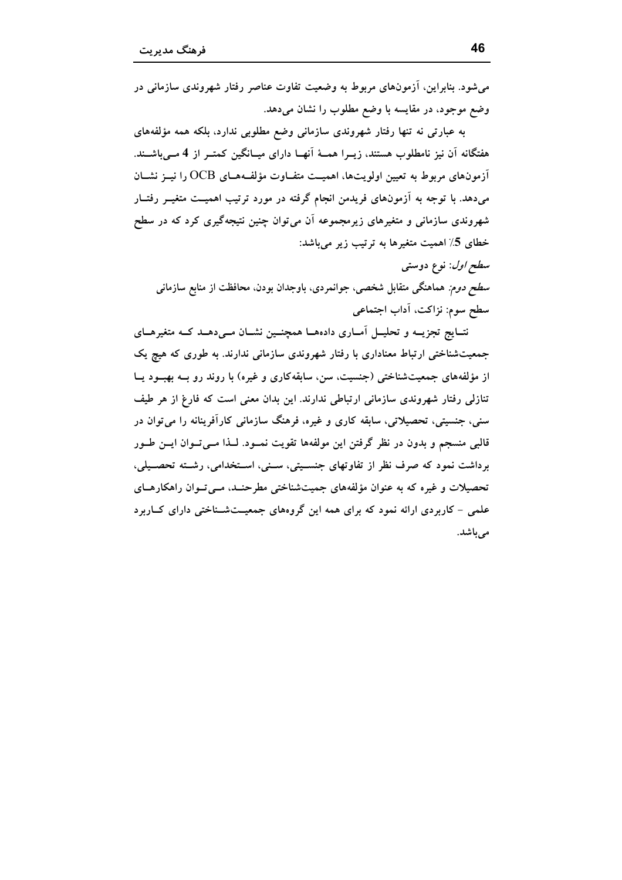می‌شود. بنابراین، آزمونهای مربوط به وضعیت تفاوت عناصر رفتار شهروندی سازمانی در وضع موجود، در مقایسه با وضع مطلوب را نشان می‌دهد.

به عبارتی نه تنها رفتار شهروندی سازمانی وضع مطلوبی ندارد، بلکه همه مؤلفه‌های هفتگانه آن نیز نامطلوب هستند، زیرا همهٔ آنها دارای میانگین کمتر از 4 می‌باشند. آزمونهای مربوط به تعیین اولویت‌ها، اهمیت متفاوت مؤلفه‌های OCB را نیز نشان می‌دهد. با توجه به آزمونهای فریدمن انجام گرفته در مورد ترتیب اهمیت متغیر رفتار شهروندی سازمانی و متغیرهای زیرمجموعه آن می‌توان چنین نتیجه‌گیری کرد که در سطح خطای 5٪ اهمیت متغیرها به ترتیب زیر می‌باشد:

*سطح اول*: نوع دوستی

*سطح دوم*: هماهنگی متقابل شخصی، جوانمردی، باوجدان بودن، محافظت از منابع سازمانی

سطح سوم: نزاکت، آداب اجتماعی

نتایج تجزیه و تحلیل آماری داده‌ها همچنین نشان می‌دهد که متغیرهای جمعیت‌شناختی ارتباط معناداری با رفتار شهروندی سازمانی ندارند. به طوری که هیچ یک از مؤلفه‌های جمعیت‌شناختی (جنسیت، سن، سابقه‌کاری و غیره) با روند رو به بهبود یا تنازلی رفتار شهروندی سازمانی ارتباطی ندارند. این بدان معنی است که فارغ از هر طیف سنی، جنسیتی، تحصیلاتی، سابقه کاری و غیره، فرهنگ سازمانی کارآفرینانه را می‌توان در قالبی منسجم و بدون در نظر گرفتن این مولفه‌ها تقویت نمود. لذا می‌توان این طور برداشت نمود که صرف نظر از تفاوتهای جنسیتی، سنی، استخدامی، رشته تحصیلی، تحصیلات و غیره که به عنوان مؤلفه‌های جمیت‌شناختی مطرحند، می‌توان راهکارهای علمی - کاربردی ارائه نمود که برای همه این گروههای جمعیت‌شناختی دارای کاربرد می‌باشد.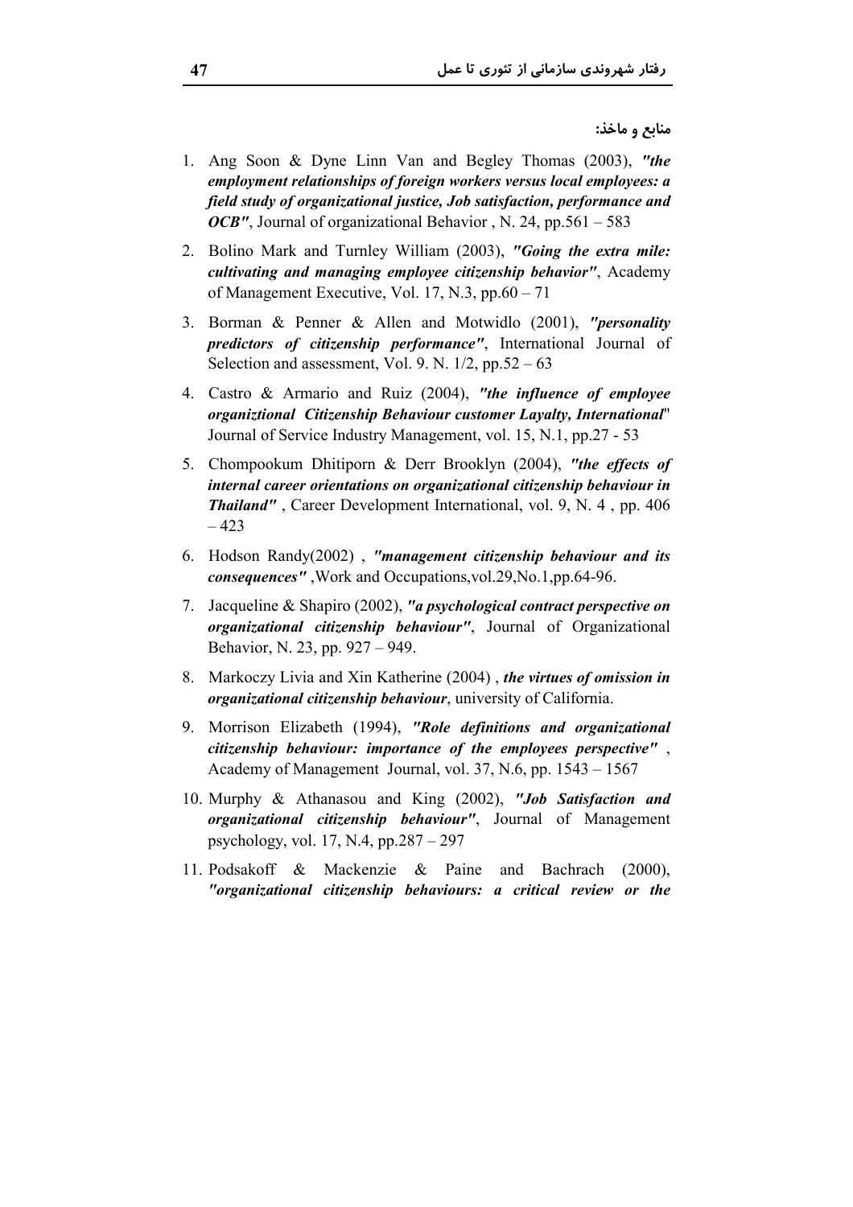## منابع و ماخذ:

1. Ang Soon & Dyne Linn Van and Begley Thomas (2003), ***"the employment relationships of foreign workers versus local employees: a field study of organizational justice, Job satisfaction, performance and OCB"***, Journal of organizational Behavior , N. 24, pp.561 – 583
2. Bolino Mark and Turnley William (2003), ***"Going the extra mile: cultivating and managing employee citizenship behavior"***, Academy of Management Executive, Vol. 17, N.3, pp.60 – 71
3. Borman & Penner & Allen and Motwidlo (2001), ***"personality predictors of citizenship performance"***, International Journal of Selection and assessment, Vol. 9. N. 1/2, pp.52 – 63
4. Castro & Armario and Ruiz (2004), ***"the influence of employee organiztional Citizenship Behaviour customer Layalty, International***" Journal of Service Industry Management, vol. 15, N.1, pp.27 - 53
5. Chompookum Dhitiporn & Derr Brooklyn (2004), ***"the effects of internal career orientations on organizational citizenship behaviour in Thailand"*** , Career Development International, vol. 9, N. 4 , pp. 406 – 423
6. Hodson Randy(2002) , ***"management citizenship behaviour and its consequences"*** ,Work and Occupations,vol.29,No.1,pp.64-96.
7. Jacqueline & Shapiro (2002), ***"a psychological contract perspective on organizational citizenship behaviour"***, Journal of Organizational Behavior, N. 23, pp. 927 – 949.
8. Markoczy Livia and Xin Katherine (2004) , ***the virtues of omission in organizational citizenship behaviour***, university of California.
9. Morrison Elizabeth (1994), ***"Role definitions and organizational citizenship behaviour: importance of the employees perspective"*** , Academy of Management Journal, vol. 37, N.6, pp. 1543 – 1567
10. Murphy & Athanasou and King (2002), ***"Job Satisfaction and organizational citizenship behaviour"***, Journal of Management psychology, vol. 17, N.4, pp.287 – 297
11. Podsakoff & Mackenzie & Paine and Bachrach (2000), ***"organizational citizenship behaviours: a critical review or the***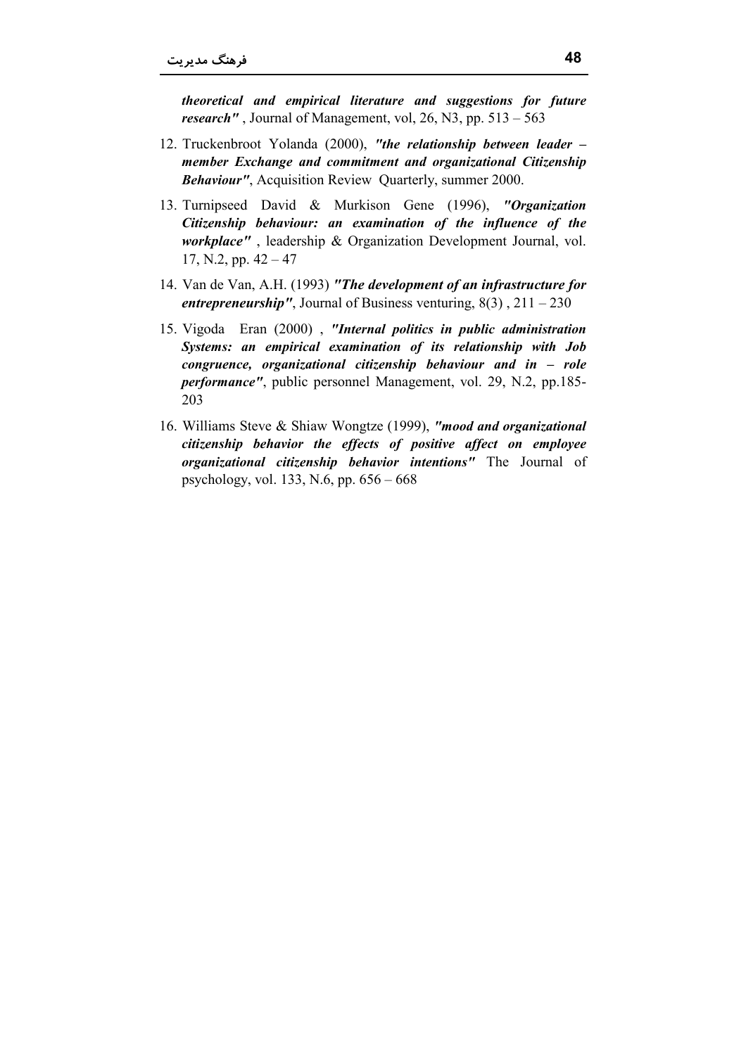***theoretical and empirical literature and suggestions for future research"*** , Journal of Management, vol, 26, N3, pp. 513 – 563

12. Truckenbroot Yolanda (2000), ***"the relationship between leader – member Exchange and commitment and organizational Citizenship Behaviour"***, Acquisition Review Quarterly, summer 2000.

13. Turnipseed David & Murkison Gene (1996), ***"Organization Citizenship behaviour: an examination of the influence of the workplace"*** , leadership & Organization Development Journal, vol. 17, N.2, pp. 42 – 47

14. Van de Van, A.H. (1993) ***"The development of an infrastructure for entrepreneurship"***, Journal of Business venturing, 8(3) , 211 – 230

15. Vigoda Eran (2000) , ***"Internal politics in public administration Systems: an empirical examination of its relationship with Job congruence, organizational citizenship behaviour and in – role performance"***, public personnel Management, vol. 29, N.2, pp.185-203

16. Williams Steve & Shiaw Wongtze (1999), ***"mood and organizational citizenship behavior the effects of positive affect on employee organizational citizenship behavior intentions"*** The Journal of psychology, vol. 133, N.6, pp. 656 – 668